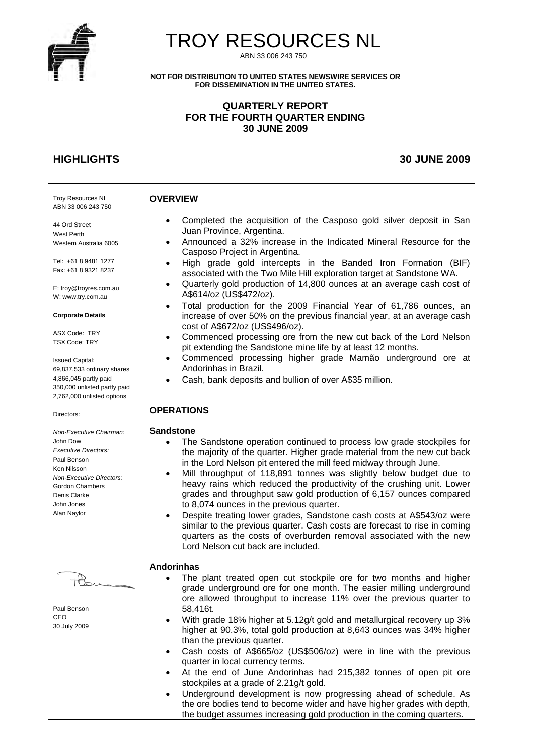# TROY RESOURCES NL

ABN 33 006 243 750

**NOT FOR DISTRIBUTION TO UNITED STATES NEWSWIRE SERVICES OR FOR DISSEMINATION IN THE UNITED STATES.**

**QUARTERLY REPORT**
**FOR THE FOURTH QUARTER ENDING**
**30 JUNE 2009**

## HIGHLIGHTS — 30 JUNE 2009

Troy Resources NL
ABN 33 006 243 750

44 Ord Street
West Perth
Western Australia 6005

Tel: +61 8 9481 1277
Fax: +61 8 9321 8237

E: troy@troyres.com.au
W: www.try.com.au

**Corporate Details**

ASX Code: TRY
TSX Code: TRY

Issued Capital:
69,837,533 ordinary shares
4,866,045 partly paid
350,000 unlisted partly paid
2,762,000 unlisted options

Directors:

*Non-Executive Chairman:*
John Dow
*Executive Directors:*
Paul Benson
Ken Nilsson
*Non-Executive Directors:*
Gordon Chambers
Denis Clarke
John Jones
Alan Naylor

Paul Benson
CEO
30 July 2009

### OVERVIEW

- Completed the acquisition of the Casposo gold silver deposit in San Juan Province, Argentina.
- Announced a 32% increase in the Indicated Mineral Resource for the Casposo Project in Argentina.
- High grade gold intercepts in the Banded Iron Formation (BIF) associated with the Two Mile Hill exploration target at Sandstone WA.
- Quarterly gold production of 14,800 ounces at an average cash cost of A$614/oz (US$472/oz).
- Total production for the 2009 Financial Year of 61,786 ounces, an increase of over 50% on the previous financial year, at an average cash cost of A$672/oz (US$496/oz).
- Commenced processing ore from the new cut back of the Lord Nelson pit extending the Sandstone mine life by at least 12 months.
- Commenced processing higher grade Mamão underground ore at Andorinhas in Brazil.
- Cash, bank deposits and bullion of over A$35 million.

### OPERATIONS

**Sandstone**

- The Sandstone operation continued to process low grade stockpiles for the majority of the quarter. Higher grade material from the new cut back in the Lord Nelson pit entered the mill feed midway through June.
- Mill throughput of 118,891 tonnes was slightly below budget due to heavy rains which reduced the productivity of the crushing unit. Lower grades and throughput saw gold production of 6,157 ounces compared to 8,074 ounces in the previous quarter.
- Despite treating lower grades, Sandstone cash costs at A$543/oz were similar to the previous quarter. Cash costs are forecast to rise in coming quarters as the costs of overburden removal associated with the new Lord Nelson cut back are included.

**Andorinhas**

- The plant treated open cut stockpile ore for two months and higher grade underground ore for one month. The easier milling underground ore allowed throughput to increase 11% over the previous quarter to 58,416t.
- With grade 18% higher at 5.12g/t gold and metallurgical recovery up 3% higher at 90.3%, total gold production at 8,643 ounces was 34% higher than the previous quarter.
- Cash costs of A$665/oz (US$506/oz) were in line with the previous quarter in local currency terms.
- At the end of June Andorinhas had 215,382 tonnes of open pit ore stockpiles at a grade of 2.21g/t gold.
- Underground development is now progressing ahead of schedule. As the ore bodies tend to become wider and have higher grades with depth, the budget assumes increasing gold production in the coming quarters.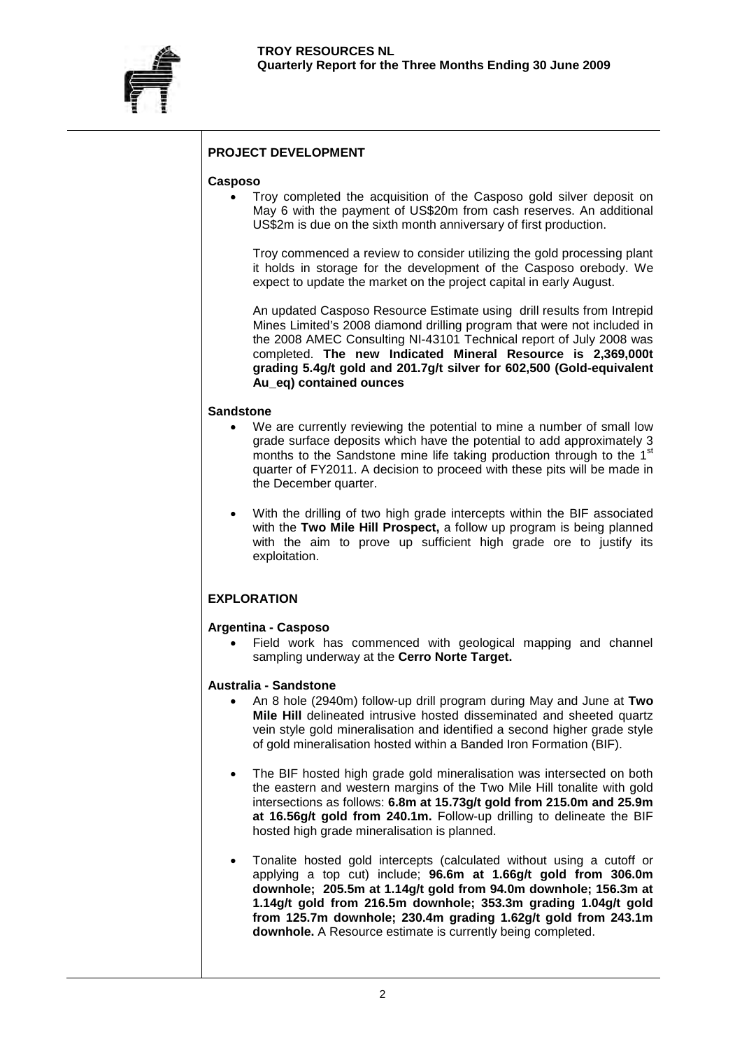## PROJECT DEVELOPMENT

### Casposo

- Troy completed the acquisition of the Casposo gold silver deposit on May 6 with the payment of US$20m from cash reserves. An additional US$2m is due on the sixth month anniversary of first production.

  Troy commenced a review to consider utilizing the gold processing plant it holds in storage for the development of the Casposo orebody. We expect to update the market on the project capital in early August.

  An updated Casposo Resource Estimate using drill results from Intrepid Mines Limited's 2008 diamond drilling program that were not included in the 2008 AMEC Consulting NI-43101 Technical report of July 2008 was completed. **The new Indicated Mineral Resource is 2,369,000t grading 5.4g/t gold and 201.7g/t silver for 602,500 (Gold-equivalent Au_eq) contained ounces**

### Sandstone

- We are currently reviewing the potential to mine a number of small low grade surface deposits which have the potential to add approximately 3 months to the Sandstone mine life taking production through to the 1st quarter of FY2011. A decision to proceed with these pits will be made in the December quarter.

- With the drilling of two high grade intercepts within the BIF associated with the **Two Mile Hill Prospect,** a follow up program is being planned with the aim to prove up sufficient high grade ore to justify its exploitation.

## EXPLORATION

### Argentina - Casposo

- Field work has commenced with geological mapping and channel sampling underway at the **Cerro Norte Target.**

### Australia - Sandstone

- An 8 hole (2940m) follow-up drill program during May and June at **Two Mile Hill** delineated intrusive hosted disseminated and sheeted quartz vein style gold mineralisation and identified a second higher grade style of gold mineralisation hosted within a Banded Iron Formation (BIF).

- The BIF hosted high grade gold mineralisation was intersected on both the eastern and western margins of the Two Mile Hill tonalite with gold intersections as follows: **6.8m at 15.73g/t gold from 215.0m and 25.9m at 16.56g/t gold from 240.1m.** Follow-up drilling to delineate the BIF hosted high grade mineralisation is planned.

- Tonalite hosted gold intercepts (calculated without using a cutoff or applying a top cut) include; **96.6m at 1.66g/t gold from 306.0m downhole; 205.5m at 1.14g/t gold from 94.0m downhole; 156.3m at 1.14g/t gold from 216.5m downhole; 353.3m grading 1.04g/t gold from 125.7m downhole; 230.4m grading 1.62g/t gold from 243.1m downhole.** A Resource estimate is currently being completed.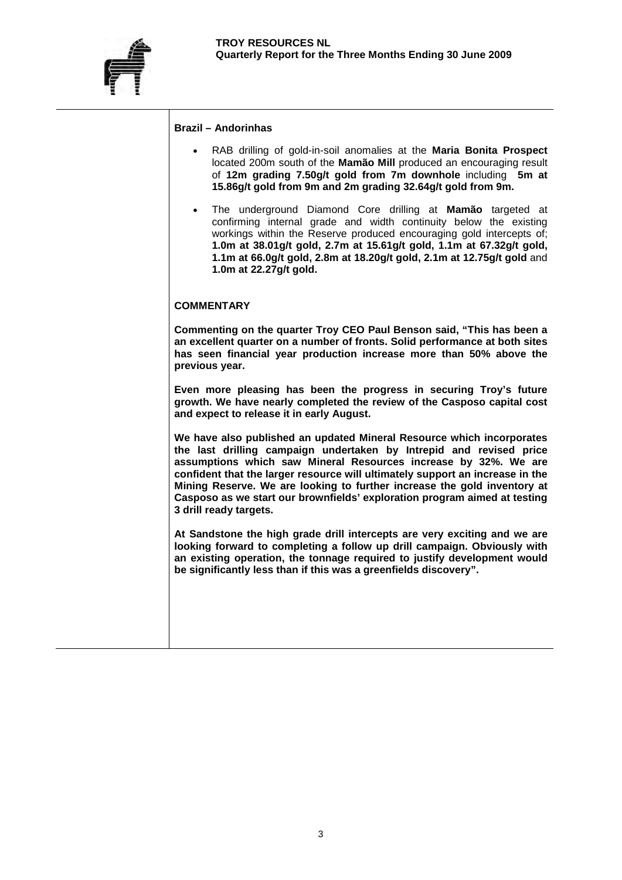**Brazil – Andorinhas**

- RAB drilling of gold-in-soil anomalies at the **Maria Bonita Prospect** located 200m south of the **Mamão Mill** produced an encouraging result of **12m grading 7.50g/t gold from 7m downhole** including **5m at 15.86g/t gold from 9m and 2m grading 32.64g/t gold from 9m.**
- The underground Diamond Core drilling at **Mamão** targeted at confirming internal grade and width continuity below the existing workings within the Reserve produced encouraging gold intercepts of; **1.0m at 38.01g/t gold, 2.7m at 15.61g/t gold, 1.1m at 67.32g/t gold, 1.1m at 66.0g/t gold, 2.8m at 18.20g/t gold, 2.1m at 12.75g/t gold** and **1.0m at 22.27g/t gold.**

**COMMENTARY**

**Commenting on the quarter Troy CEO Paul Benson said, "This has been a an excellent quarter on a number of fronts. Solid performance at both sites has seen financial year production increase more than 50% above the previous year.**

**Even more pleasing has been the progress in securing Troy's future growth. We have nearly completed the review of the Casposo capital cost and expect to release it in early August.**

**We have also published an updated Mineral Resource which incorporates the last drilling campaign undertaken by Intrepid and revised price assumptions which saw Mineral Resources increase by 32%. We are confident that the larger resource will ultimately support an increase in the Mining Reserve. We are looking to further increase the gold inventory at Casposo as we start our brownfields' exploration program aimed at testing 3 drill ready targets.**

**At Sandstone the high grade drill intercepts are very exciting and we are looking forward to completing a follow up drill campaign. Obviously with an existing operation, the tonnage required to justify development would be significantly less than if this was a greenfields discovery".**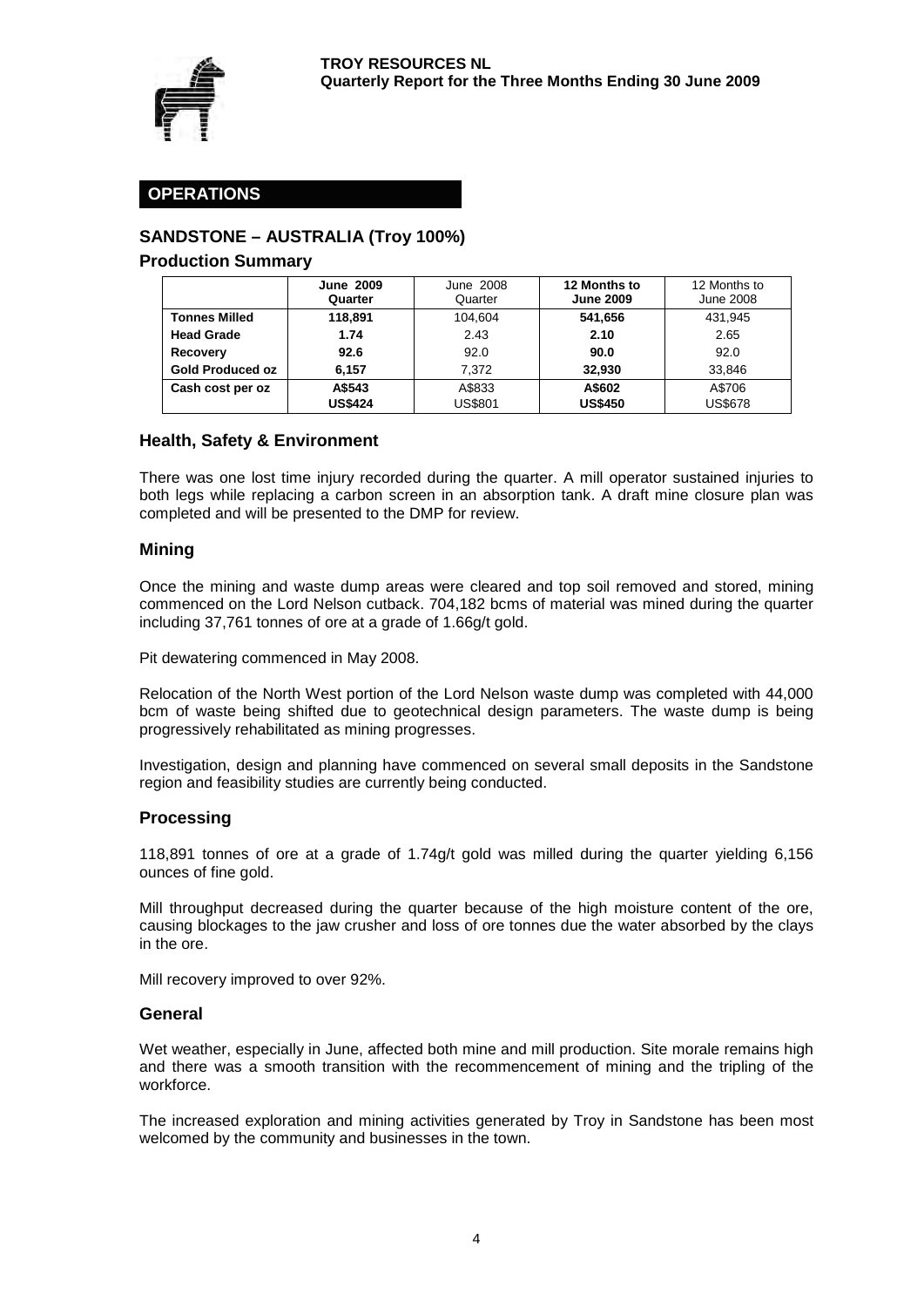## OPERATIONS

### SANDSTONE – AUSTRALIA (Troy 100%)

#### Production Summary

| | **June 2009 Quarter** | June 2008 Quarter | **12 Months to June 2009** | 12 Months to June 2008 |
|---|---|---|---|---|
| **Tonnes Milled** | **118,891** | 104,604 | **541,656** | 431,945 |
| **Head Grade** | **1.74** | 2.43 | **2.10** | 2.65 |
| **Recovery** | **92.6** | 92.0 | **90.0** | 92.0 |
| **Gold Produced oz** | **6,157** | 7,372 | **32,930** | 33,846 |
| **Cash cost per oz** | **A$543** **US$424** | A$833 US$801 | **A$602** **US$450** | A$706 US$678 |

#### Health, Safety & Environment

There was one lost time injury recorded during the quarter. A mill operator sustained injuries to both legs while replacing a carbon screen in an absorption tank. A draft mine closure plan was completed and will be presented to the DMP for review.

#### Mining

Once the mining and waste dump areas were cleared and top soil removed and stored, mining commenced on the Lord Nelson cutback. 704,182 bcms of material was mined during the quarter including 37,761 tonnes of ore at a grade of 1.66g/t gold.

Pit dewatering commenced in May 2008.

Relocation of the North West portion of the Lord Nelson waste dump was completed with 44,000 bcm of waste being shifted due to geotechnical design parameters. The waste dump is being progressively rehabilitated as mining progresses.

Investigation, design and planning have commenced on several small deposits in the Sandstone region and feasibility studies are currently being conducted.

#### Processing

118,891 tonnes of ore at a grade of 1.74g/t gold was milled during the quarter yielding 6,156 ounces of fine gold.

Mill throughput decreased during the quarter because of the high moisture content of the ore, causing blockages to the jaw crusher and loss of ore tonnes due the water absorbed by the clays in the ore.

Mill recovery improved to over 92%.

#### General

Wet weather, especially in June, affected both mine and mill production. Site morale remains high and there was a smooth transition with the recommencement of mining and the tripling of the workforce.

The increased exploration and mining activities generated by Troy in Sandstone has been most welcomed by the community and businesses in the town.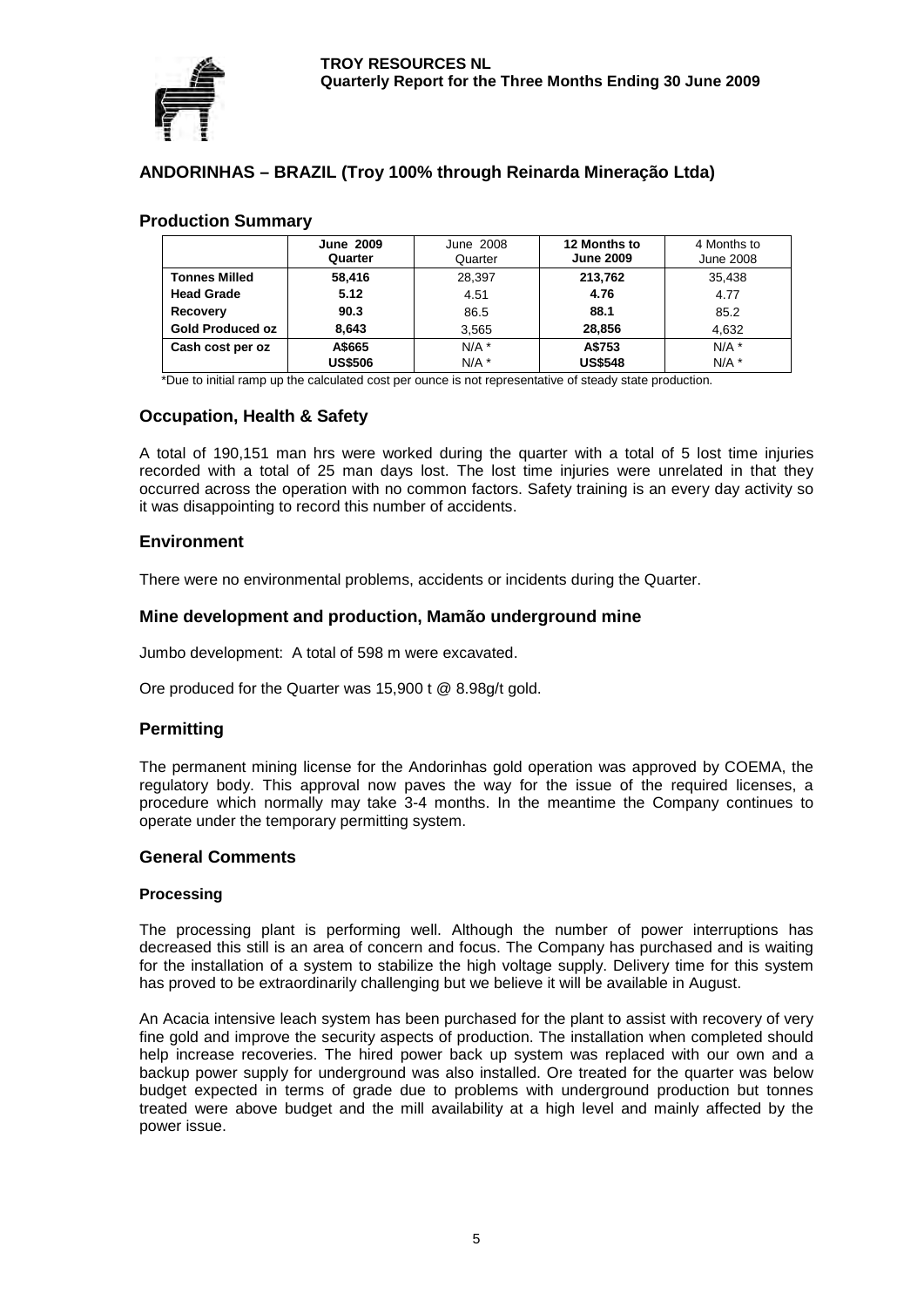## ANDORINHAS – BRAZIL (Troy 100% through Reinarda Mineração Ltda)

### Production Summary

| | **June 2009 Quarter** | June 2008 Quarter | **12 Months to June 2009** | 4 Months to June 2008 |
|---|---|---|---|---|
| **Tonnes Milled** | **58,416** | 28,397 | **213,762** | 35,438 |
| **Head Grade** | **5.12** | 4.51 | **4.76** | 4.77 |
| **Recovery** | **90.3** | 86.5 | **88.1** | 85.2 |
| **Gold Produced oz** | **8,643** | 3,565 | **28,856** | 4,632 |
| **Cash cost per oz** | **A$665**<br>**US$506** | N/A *<br>N/A * | **A$753**<br>**US$548** | N/A *<br>N/A * |

*Due to initial ramp up the calculated cost per ounce is not representative of steady state production.

### Occupation, Health & Safety

A total of 190,151 man hrs were worked during the quarter with a total of 5 lost time injuries recorded with a total of 25 man days lost. The lost time injuries were unrelated in that they occurred across the operation with no common factors. Safety training is an every day activity so it was disappointing to record this number of accidents.

### Environment

There were no environmental problems, accidents or incidents during the Quarter.

### Mine development and production, Mamão underground mine

Jumbo development: A total of 598 m were excavated.

Ore produced for the Quarter was 15,900 t @ 8.98g/t gold.

### Permitting

The permanent mining license for the Andorinhas gold operation was approved by COEMA, the regulatory body. This approval now paves the way for the issue of the required licenses, a procedure which normally may take 3-4 months. In the meantime the Company continues to operate under the temporary permitting system.

### General Comments

#### Processing

The processing plant is performing well. Although the number of power interruptions has decreased this still is an area of concern and focus. The Company has purchased and is waiting for the installation of a system to stabilize the high voltage supply. Delivery time for this system has proved to be extraordinarily challenging but we believe it will be available in August.

An Acacia intensive leach system has been purchased for the plant to assist with recovery of very fine gold and improve the security aspects of production. The installation when completed should help increase recoveries. The hired power back up system was replaced with our own and a backup power supply for underground was also installed. Ore treated for the quarter was below budget expected in terms of grade due to problems with underground production but tonnes treated were above budget and the mill availability at a high level and mainly affected by the power issue.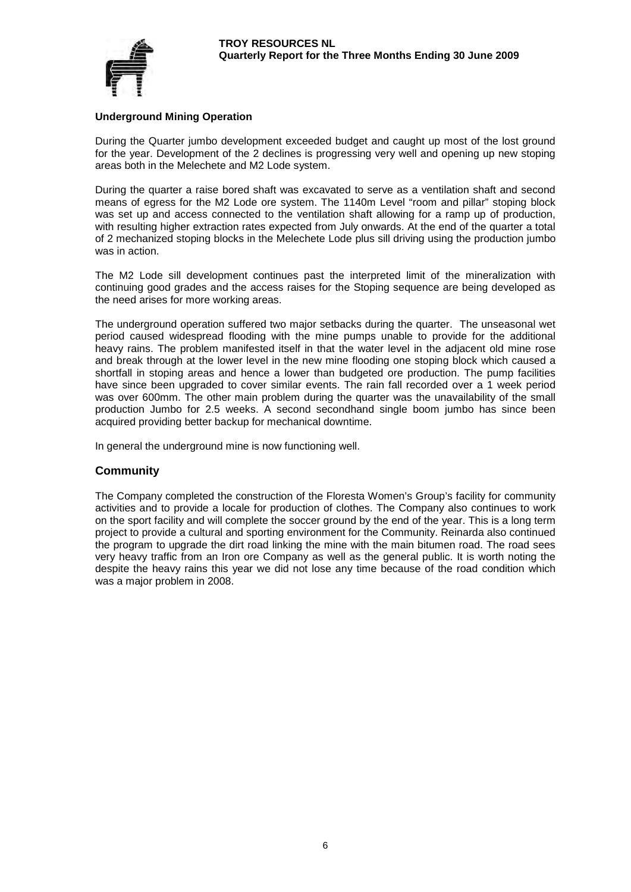**Underground Mining Operation**

During the Quarter jumbo development exceeded budget and caught up most of the lost ground for the year. Development of the 2 declines is progressing very well and opening up new stoping areas both in the Melechete and M2 Lode system.

During the quarter a raise bored shaft was excavated to serve as a ventilation shaft and second means of egress for the M2 Lode ore system. The 1140m Level "room and pillar" stoping block was set up and access connected to the ventilation shaft allowing for a ramp up of production, with resulting higher extraction rates expected from July onwards. At the end of the quarter a total of 2 mechanized stoping blocks in the Melechete Lode plus sill driving using the production jumbo was in action.

The M2 Lode sill development continues past the interpreted limit of the mineralization with continuing good grades and the access raises for the Stoping sequence are being developed as the need arises for more working areas.

The underground operation suffered two major setbacks during the quarter. The unseasonal wet period caused widespread flooding with the mine pumps unable to provide for the additional heavy rains. The problem manifested itself in that the water level in the adjacent old mine rose and break through at the lower level in the new mine flooding one stoping block which caused a shortfall in stoping areas and hence a lower than budgeted ore production. The pump facilities have since been upgraded to cover similar events. The rain fall recorded over a 1 week period was over 600mm. The other main problem during the quarter was the unavailability of the small production Jumbo for 2.5 weeks. A second secondhand single boom jumbo has since been acquired providing better backup for mechanical downtime.

In general the underground mine is now functioning well.

## Community

The Company completed the construction of the Floresta Women's Group's facility for community activities and to provide a locale for production of clothes. The Company also continues to work on the sport facility and will complete the soccer ground by the end of the year. This is a long term project to provide a cultural and sporting environment for the Community. Reinarda also continued the program to upgrade the dirt road linking the mine with the main bitumen road. The road sees very heavy traffic from an Iron ore Company as well as the general public. It is worth noting the despite the heavy rains this year we did not lose any time because of the road condition which was a major problem in 2008.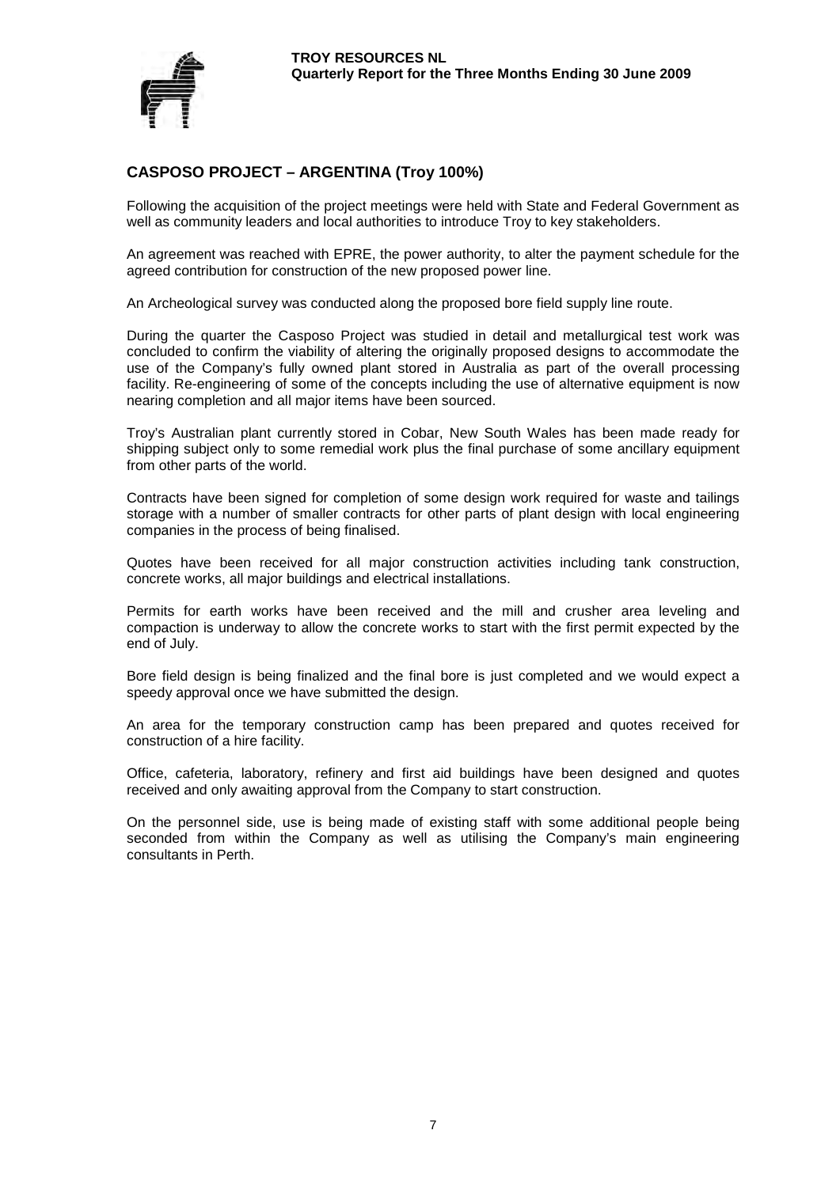## CASPOSO PROJECT – ARGENTINA (Troy 100%)

Following the acquisition of the project meetings were held with State and Federal Government as well as community leaders and local authorities to introduce Troy to key stakeholders.

An agreement was reached with EPRE, the power authority, to alter the payment schedule for the agreed contribution for construction of the new proposed power line.

An Archeological survey was conducted along the proposed bore field supply line route.

During the quarter the Casposo Project was studied in detail and metallurgical test work was concluded to confirm the viability of altering the originally proposed designs to accommodate the use of the Company's fully owned plant stored in Australia as part of the overall processing facility. Re-engineering of some of the concepts including the use of alternative equipment is now nearing completion and all major items have been sourced.

Troy's Australian plant currently stored in Cobar, New South Wales has been made ready for shipping subject only to some remedial work plus the final purchase of some ancillary equipment from other parts of the world.

Contracts have been signed for completion of some design work required for waste and tailings storage with a number of smaller contracts for other parts of plant design with local engineering companies in the process of being finalised.

Quotes have been received for all major construction activities including tank construction, concrete works, all major buildings and electrical installations.

Permits for earth works have been received and the mill and crusher area leveling and compaction is underway to allow the concrete works to start with the first permit expected by the end of July.

Bore field design is being finalized and the final bore is just completed and we would expect a speedy approval once we have submitted the design.

An area for the temporary construction camp has been prepared and quotes received for construction of a hire facility.

Office, cafeteria, laboratory, refinery and first aid buildings have been designed and quotes received and only awaiting approval from the Company to start construction.

On the personnel side, use is being made of existing staff with some additional people being seconded from within the Company as well as utilising the Company's main engineering consultants in Perth.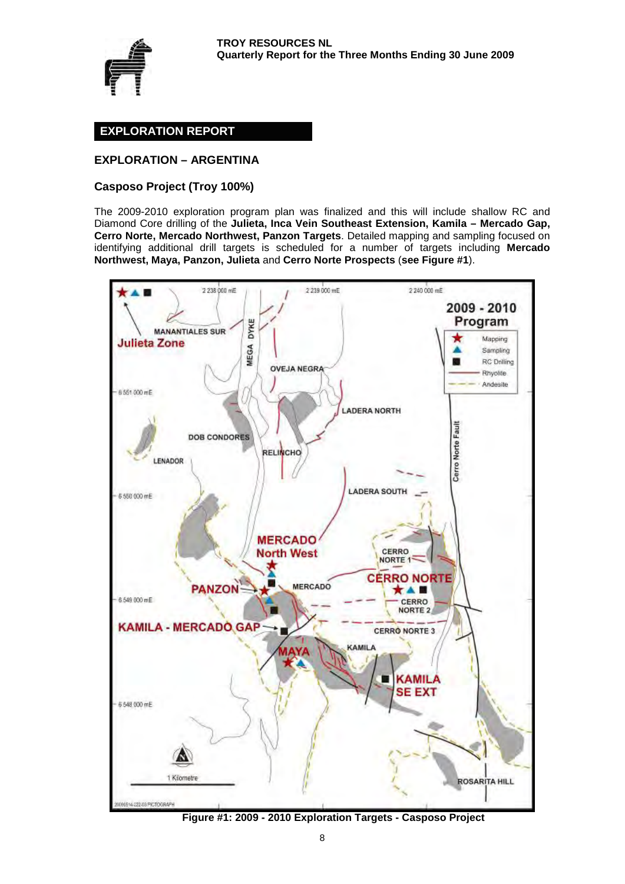## EXPLORATION REPORT

### EXPLORATION – ARGENTINA

### Casposo Project (Troy 100%)

The 2009-2010 exploration program plan was finalized and this will include shallow RC and Diamond Core drilling of the **Julieta, Inca Vein Southeast Extension, Kamila – Mercado Gap, Cerro Norte, Mercado Northwest, Panzon Targets**. Detailed mapping and sampling focused on identifying additional drill targets is scheduled for a number of targets including **Mercado Northwest, Maya, Panzon, Julieta** and **Cerro Norte Prospects** (**see Figure #1**).

**Figure #1: 2009 - 2010 Exploration Targets - Casposo Project**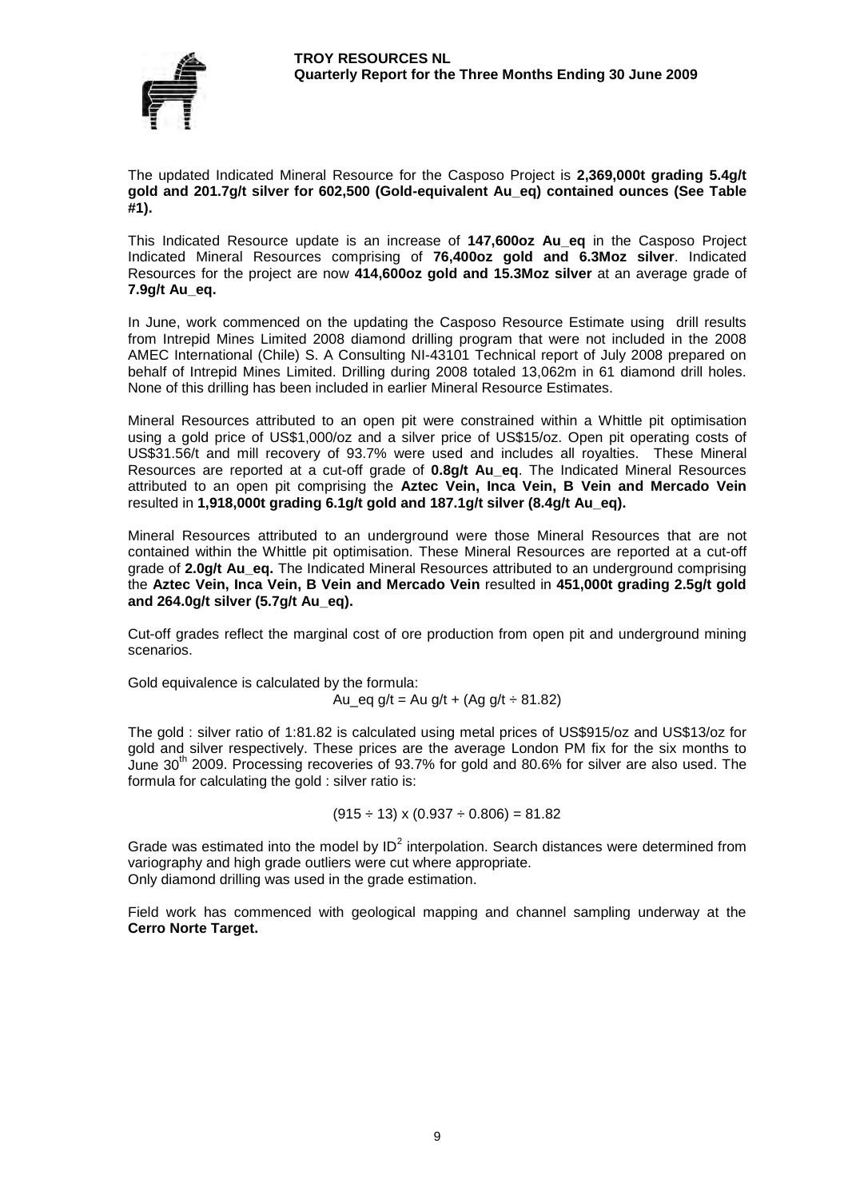The updated Indicated Mineral Resource for the Casposo Project is **2,369,000t grading 5.4g/t gold and 201.7g/t silver for 602,500 (Gold-equivalent Au_eq) contained ounces (See Table #1).**

This Indicated Resource update is an increase of **147,600oz Au_eq** in the Casposo Project Indicated Mineral Resources comprising of **76,400oz gold and 6.3Moz silver**. Indicated Resources for the project are now **414,600oz gold and 15.3Moz silver** at an average grade of **7.9g/t Au_eq.**

In June, work commenced on the updating the Casposo Resource Estimate using drill results from Intrepid Mines Limited 2008 diamond drilling program that were not included in the 2008 AMEC International (Chile) S. A Consulting NI-43101 Technical report of July 2008 prepared on behalf of Intrepid Mines Limited. Drilling during 2008 totaled 13,062m in 61 diamond drill holes. None of this drilling has been included in earlier Mineral Resource Estimates.

Mineral Resources attributed to an open pit were constrained within a Whittle pit optimisation using a gold price of US$1,000/oz and a silver price of US$15/oz. Open pit operating costs of US$31.56/t and mill recovery of 93.7% were used and includes all royalties. These Mineral Resources are reported at a cut-off grade of **0.8g/t Au_eq**. The Indicated Mineral Resources attributed to an open pit comprising the **Aztec Vein, Inca Vein, B Vein and Mercado Vein** resulted in **1,918,000t grading 6.1g/t gold and 187.1g/t silver (8.4g/t Au_eq).**

Mineral Resources attributed to an underground were those Mineral Resources that are not contained within the Whittle pit optimisation. These Mineral Resources are reported at a cut-off grade of **2.0g/t Au_eq.** The Indicated Mineral Resources attributed to an underground comprising the **Aztec Vein, Inca Vein, B Vein and Mercado Vein** resulted in **451,000t grading 2.5g/t gold and 264.0g/t silver (5.7g/t Au_eq).**

Cut-off grades reflect the marginal cost of ore production from open pit and underground mining scenarios.

Gold equivalence is calculated by the formula:

$$\text{Au\_eq g/t} = \text{Au g/t} + (\text{Ag g/t} \div 81.82)$$

The gold : silver ratio of 1:81.82 is calculated using metal prices of US$915/oz and US$13/oz for gold and silver respectively. These prices are the average London PM fix for the six months to June 30th 2009. Processing recoveries of 93.7% for gold and 80.6% for silver are also used. The formula for calculating the gold : silver ratio is:

$$(915 \div 13) \times (0.937 \div 0.806) = 81.82$$

Grade was estimated into the model by $ID^2$ interpolation. Search distances were determined from variography and high grade outliers were cut where appropriate.
Only diamond drilling was used in the grade estimation.

Field work has commenced with geological mapping and channel sampling underway at the **Cerro Norte Target.**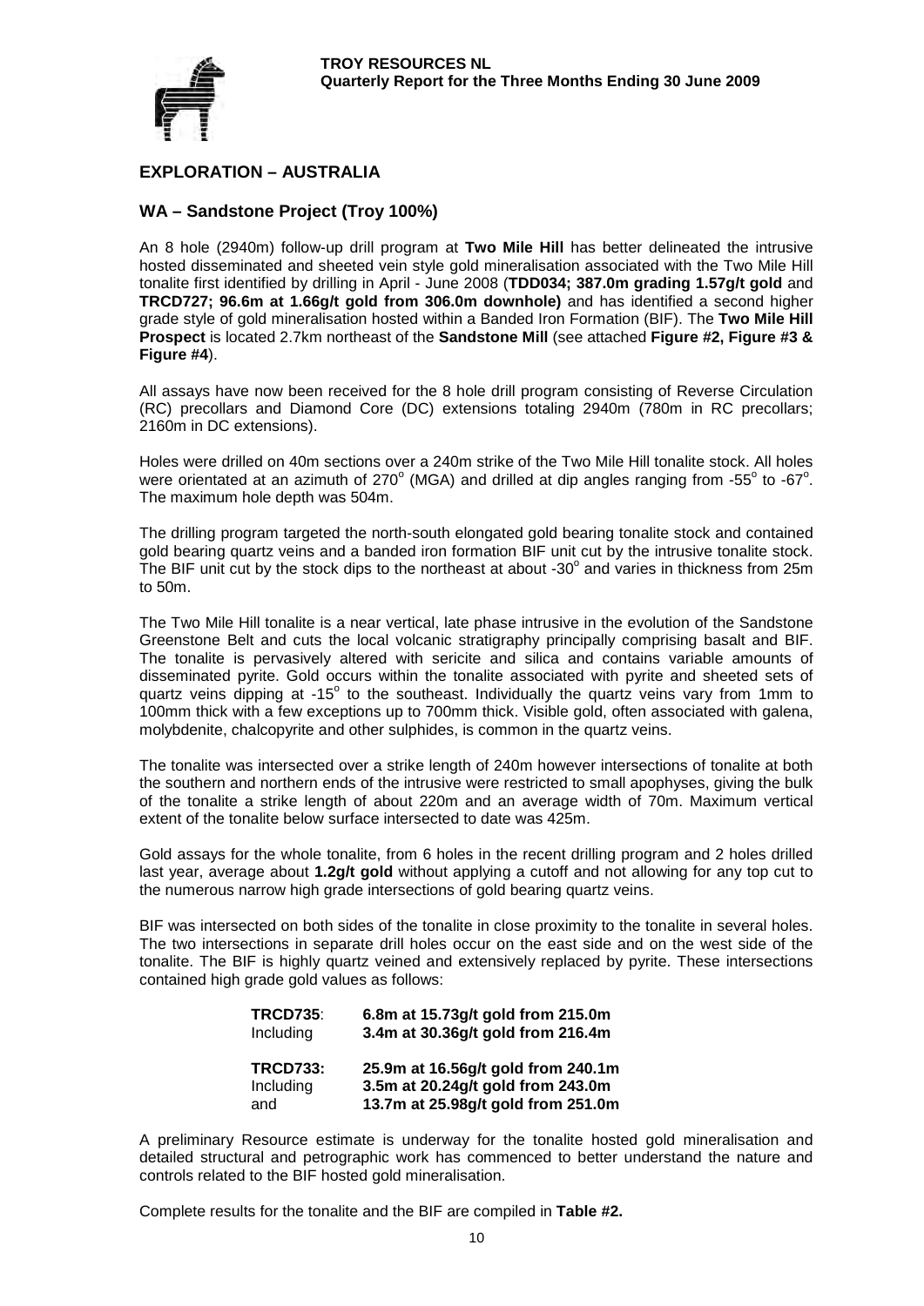## EXPLORATION – AUSTRALIA

### WA – Sandstone Project (Troy 100%)

An 8 hole (2940m) follow-up drill program at **Two Mile Hill** has better delineated the intrusive hosted disseminated and sheeted vein style gold mineralisation associated with the Two Mile Hill tonalite first identified by drilling in April - June 2008 (**TDD034; 387.0m grading 1.57g/t gold** and **TRCD727; 96.6m at 1.66g/t gold from 306.0m downhole)** and has identified a second higher grade style of gold mineralisation hosted within a Banded Iron Formation (BIF). The **Two Mile Hill Prospect** is located 2.7km northeast of the **Sandstone Mill** (see attached **Figure #2, Figure #3 & Figure #4**).

All assays have now been received for the 8 hole drill program consisting of Reverse Circulation (RC) precollars and Diamond Core (DC) extensions totaling 2940m (780m in RC precollars; 2160m in DC extensions).

Holes were drilled on 40m sections over a 240m strike of the Two Mile Hill tonalite stock. All holes were orientated at an azimuth of 270$^o$ (MGA) and drilled at dip angles ranging from -55$^o$ to -67$^o$. The maximum hole depth was 504m.

The drilling program targeted the north-south elongated gold bearing tonalite stock and contained gold bearing quartz veins and a banded iron formation BIF unit cut by the intrusive tonalite stock. The BIF unit cut by the stock dips to the northeast at about -30$^o$ and varies in thickness from 25m to 50m.

The Two Mile Hill tonalite is a near vertical, late phase intrusive in the evolution of the Sandstone Greenstone Belt and cuts the local volcanic stratigraphy principally comprising basalt and BIF. The tonalite is pervasively altered with sericite and silica and contains variable amounts of disseminated pyrite. Gold occurs within the tonalite associated with pyrite and sheeted sets of quartz veins dipping at -15$^o$ to the southeast. Individually the quartz veins vary from 1mm to 100mm thick with a few exceptions up to 700mm thick. Visible gold, often associated with galena, molybdenite, chalcopyrite and other sulphides, is common in the quartz veins.

The tonalite was intersected over a strike length of 240m however intersections of tonalite at both the southern and northern ends of the intrusive were restricted to small apophyses, giving the bulk of the tonalite a strike length of about 220m and an average width of 70m. Maximum vertical extent of the tonalite below surface intersected to date was 425m.

Gold assays for the whole tonalite, from 6 holes in the recent drilling program and 2 holes drilled last year, average about **1.2g/t gold** without applying a cutoff and not allowing for any top cut to the numerous narrow high grade intersections of gold bearing quartz veins.

BIF was intersected on both sides of the tonalite in close proximity to the tonalite in several holes. The two intersections in separate drill holes occur on the east side and on the west side of the tonalite. The BIF is highly quartz veined and extensively replaced by pyrite. These intersections contained high grade gold values as follows:

| | |
|---|---|
| **TRCD735**: | **6.8m at 15.73g/t gold from 215.0m** |
| Including | **3.4m at 30.36g/t gold from 216.4m** |
| **TRCD733:** | **25.9m at 16.56g/t gold from 240.1m** |
| Including | **3.5m at 20.24g/t gold from 243.0m** |
| and | **13.7m at 25.98g/t gold from 251.0m** |

A preliminary Resource estimate is underway for the tonalite hosted gold mineralisation and detailed structural and petrographic work has commenced to better understand the nature and controls related to the BIF hosted gold mineralisation.

Complete results for the tonalite and the BIF are compiled in **Table #2.**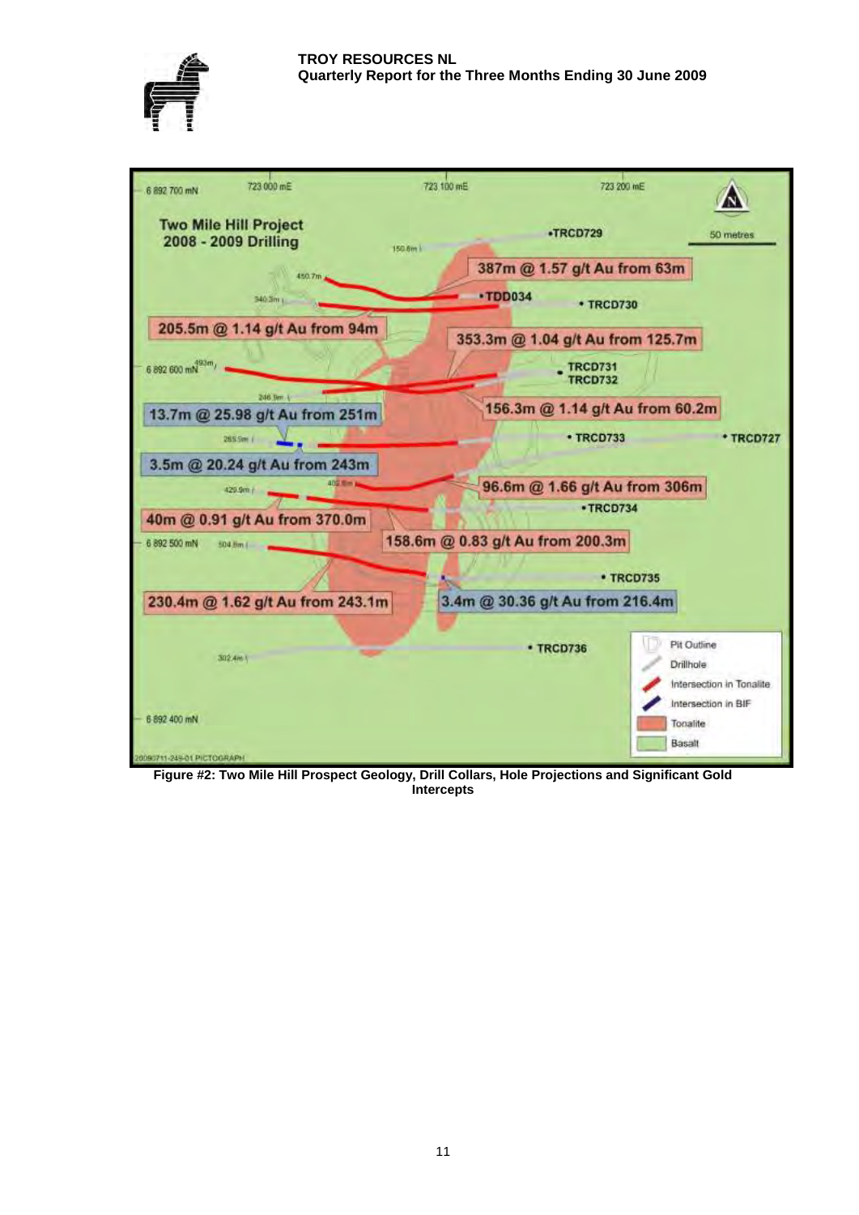Figure #2: Two Mile Hill Prospect Geology, Drill Collars, Hole Projections and Significant Gold Intercepts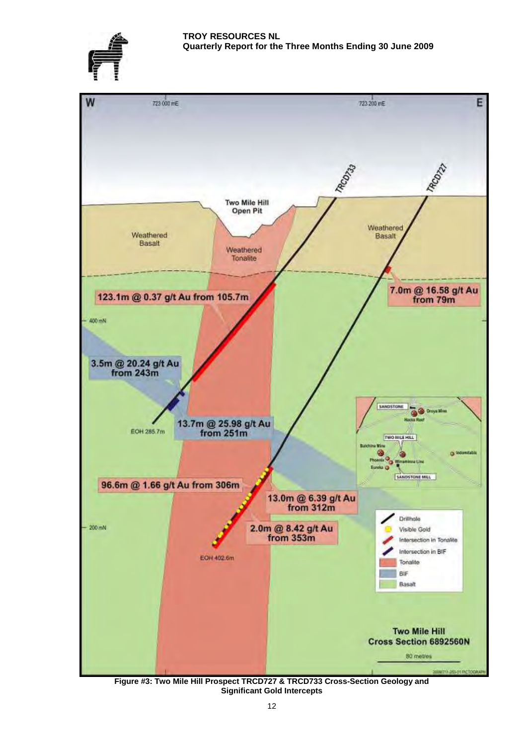Figure #3: Two Mile Hill Prospect TRCD727 & TRCD733 Cross-Section Geology and Significant Gold Intercepts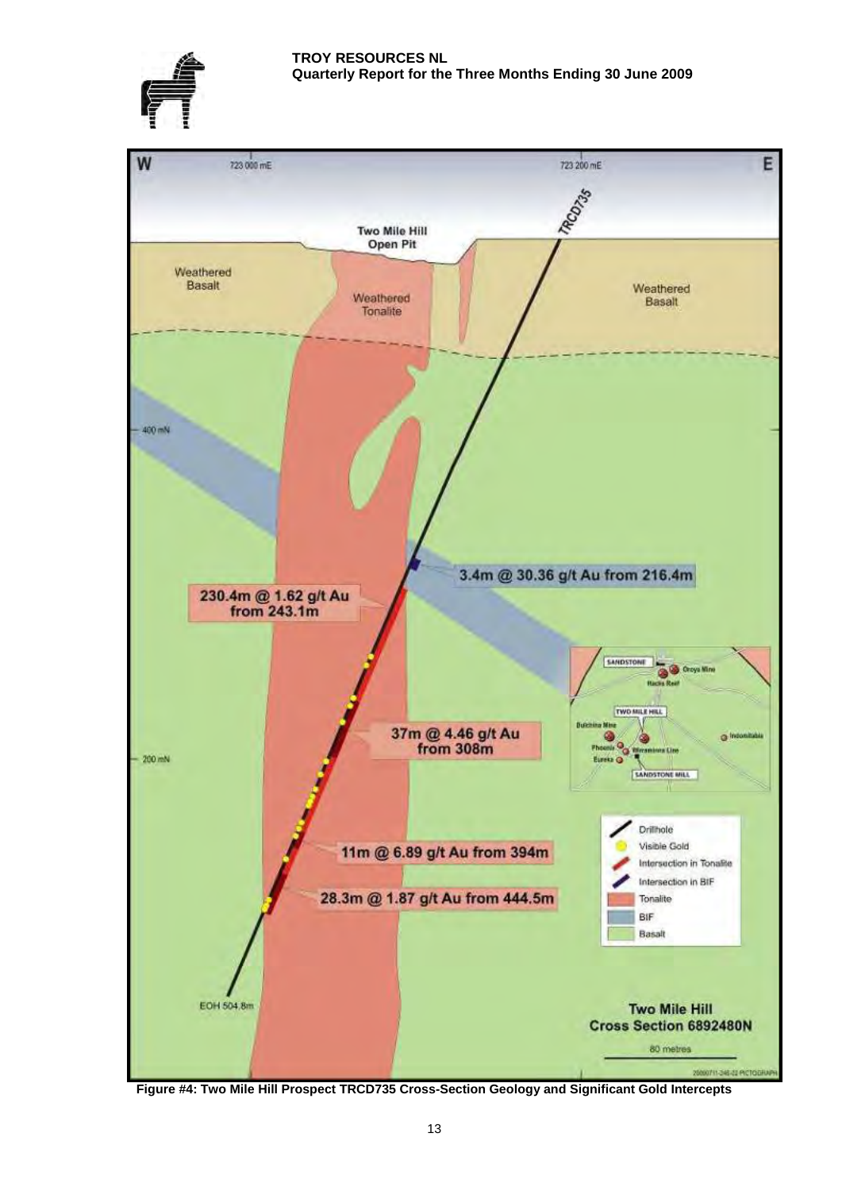**Figure #4: Two Mile Hill Prospect TRCD735 Cross-Section Geology and Significant Gold Intercepts**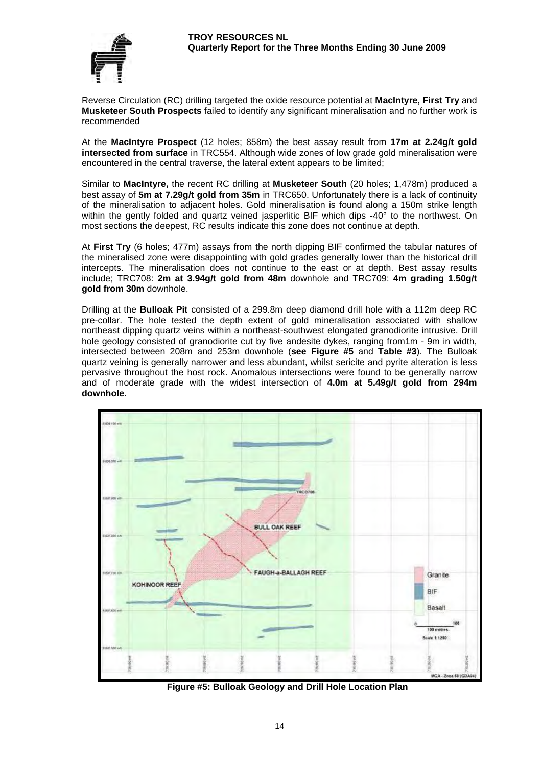Reverse Circulation (RC) drilling targeted the oxide resource potential at **MacIntyre, First Try** and **Musketeer South Prospects** failed to identify any significant mineralisation and no further work is recommended

At the **MacIntyre Prospect** (12 holes; 858m) the best assay result from **17m at 2.24g/t gold intersected from surface** in TRC554. Although wide zones of low grade gold mineralisation were encountered in the central traverse, the lateral extent appears to be limited;

Similar to **MacIntyre,** the recent RC drilling at **Musketeer South** (20 holes; 1,478m) produced a best assay of **5m at 7.29g/t gold from 35m** in TRC650. Unfortunately there is a lack of continuity of the mineralisation to adjacent holes. Gold mineralisation is found along a 150m strike length within the gently folded and quartz veined jasperlitic BIF which dips -40° to the northwest. On most sections the deepest, RC results indicate this zone does not continue at depth.

At **First Try** (6 holes; 477m) assays from the north dipping BIF confirmed the tabular natures of the mineralised zone were disappointing with gold grades generally lower than the historical drill intercepts. The mineralisation does not continue to the east or at depth. Best assay results include; TRC708: **2m at 3.94g/t gold from 48m** downhole and TRC709: **4m grading 1.50g/t gold from 30m** downhole.

Drilling at the **Bulloak Pit** consisted of a 299.8m deep diamond drill hole with a 112m deep RC pre-collar. The hole tested the depth extent of gold mineralisation associated with shallow northeast dipping quartz veins within a northeast-southwest elongated granodiorite intrusive. Drill hole geology consisted of granodiorite cut by five andesite dykes, ranging from1m - 9m in width, intersected between 208m and 253m downhole (**see Figure #5** and **Table #3**). The Bulloak quartz veining is generally narrower and less abundant, whilst sericite and pyrite alteration is less pervasive throughout the host rock. Anomalous intersections were found to be generally narrow and of moderate grade with the widest intersection of **4.0m at 5.49g/t gold from 294m downhole.**

**Figure #5: Bulloak Geology and Drill Hole Location Plan**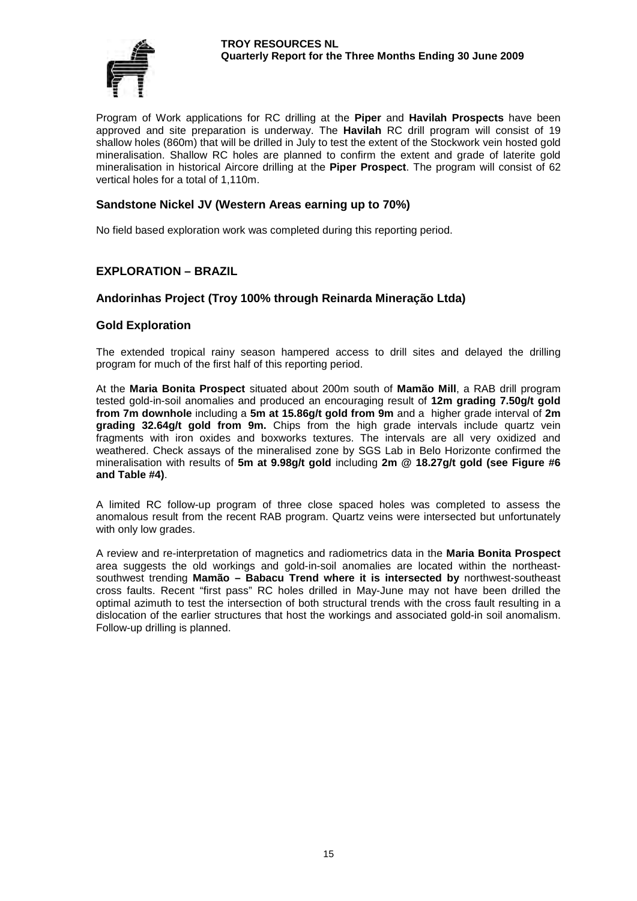Program of Work applications for RC drilling at the **Piper** and **Havilah Prospects** have been approved and site preparation is underway. The **Havilah** RC drill program will consist of 19 shallow holes (860m) that will be drilled in July to test the extent of the Stockwork vein hosted gold mineralisation. Shallow RC holes are planned to confirm the extent and grade of laterite gold mineralisation in historical Aircore drilling at the **Piper Prospect**. The program will consist of 62 vertical holes for a total of 1,110m.

### Sandstone Nickel JV (Western Areas earning up to 70%)

No field based exploration work was completed during this reporting period.

## EXPLORATION – BRAZIL

### Andorinhas Project (Troy 100% through Reinarda Mineração Ltda)

### Gold Exploration

The extended tropical rainy season hampered access to drill sites and delayed the drilling program for much of the first half of this reporting period.

At the **Maria Bonita Prospect** situated about 200m south of **Mamão Mill**, a RAB drill program tested gold-in-soil anomalies and produced an encouraging result of **12m grading 7.50g/t gold from 7m downhole** including a **5m at 15.86g/t gold from 9m** and a higher grade interval of **2m grading 32.64g/t gold from 9m.** Chips from the high grade intervals include quartz vein fragments with iron oxides and boxworks textures. The intervals are all very oxidized and weathered. Check assays of the mineralised zone by SGS Lab in Belo Horizonte confirmed the mineralisation with results of **5m at 9.98g/t gold** including **2m @ 18.27g/t gold (see Figure #6 and Table #4)**.

A limited RC follow-up program of three close spaced holes was completed to assess the anomalous result from the recent RAB program. Quartz veins were intersected but unfortunately with only low grades.

A review and re-interpretation of magnetics and radiometrics data in the **Maria Bonita Prospect** area suggests the old workings and gold-in-soil anomalies are located within the northeast-southwest trending **Mamão – Babacu Trend where it is intersected by** northwest-southeast cross faults. Recent "first pass" RC holes drilled in May-June may not have been drilled the optimal azimuth to test the intersection of both structural trends with the cross fault resulting in a dislocation of the earlier structures that host the workings and associated gold-in soil anomalism. Follow-up drilling is planned.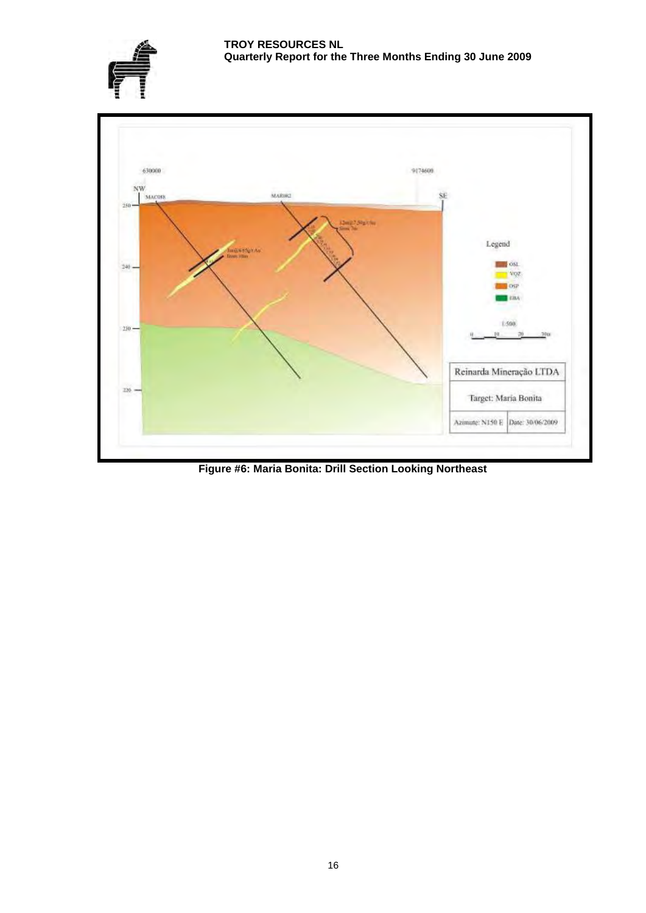Figure #6: Maria Bonita: Drill Section Looking Northeast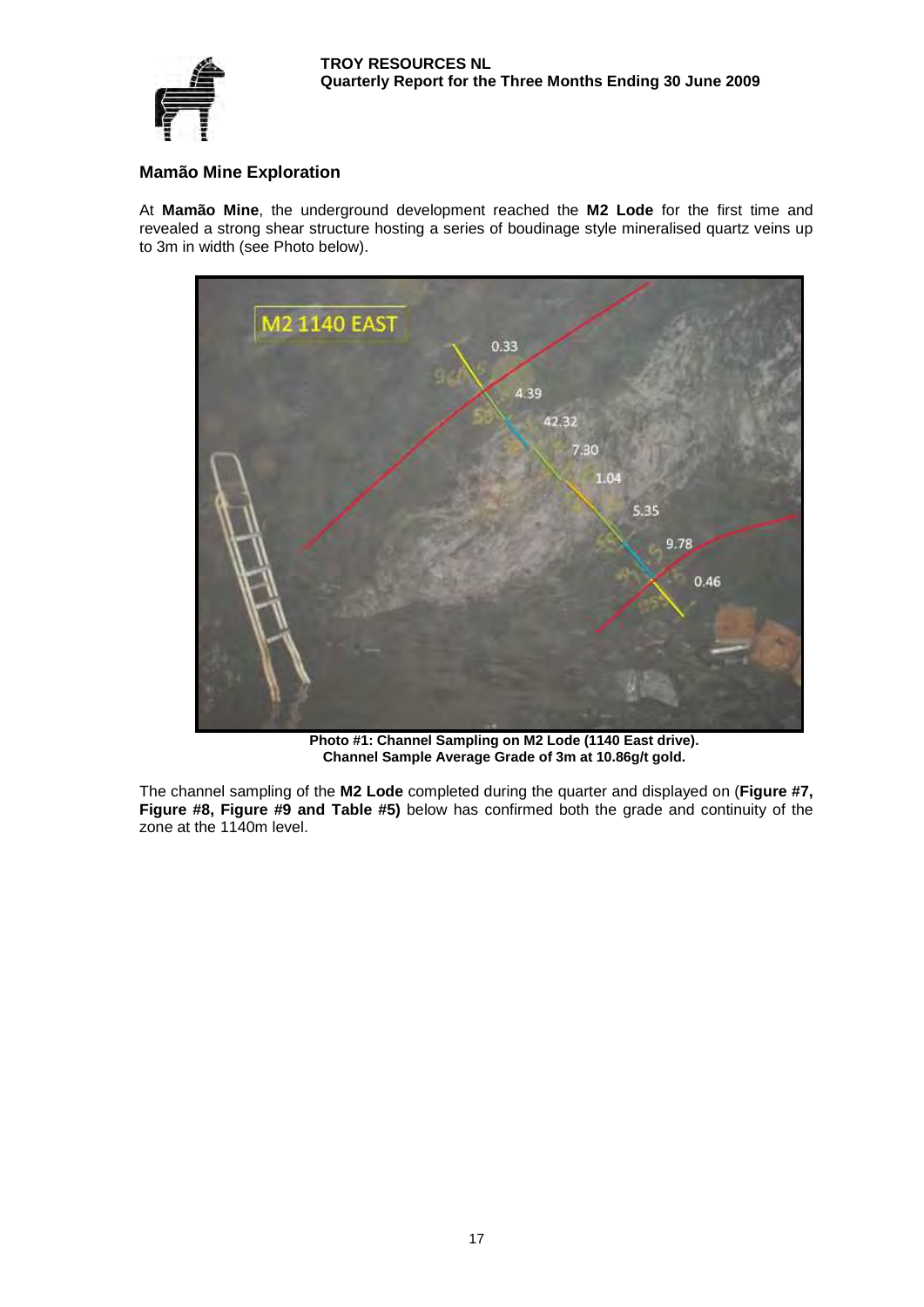## Mamão Mine Exploration

At **Mamão Mine**, the underground development reached the **M2 Lode** for the first time and revealed a strong shear structure hosting a series of boudinage style mineralised quartz veins up to 3m in width (see Photo below).

**Photo #1: Channel Sampling on M2 Lode (1140 East drive).**
**Channel Sample Average Grade of 3m at 10.86g/t gold.**

The channel sampling of the **M2 Lode** completed during the quarter and displayed on (**Figure #7, Figure #8, Figure #9 and Table #5)** below has confirmed both the grade and continuity of the zone at the 1140m level.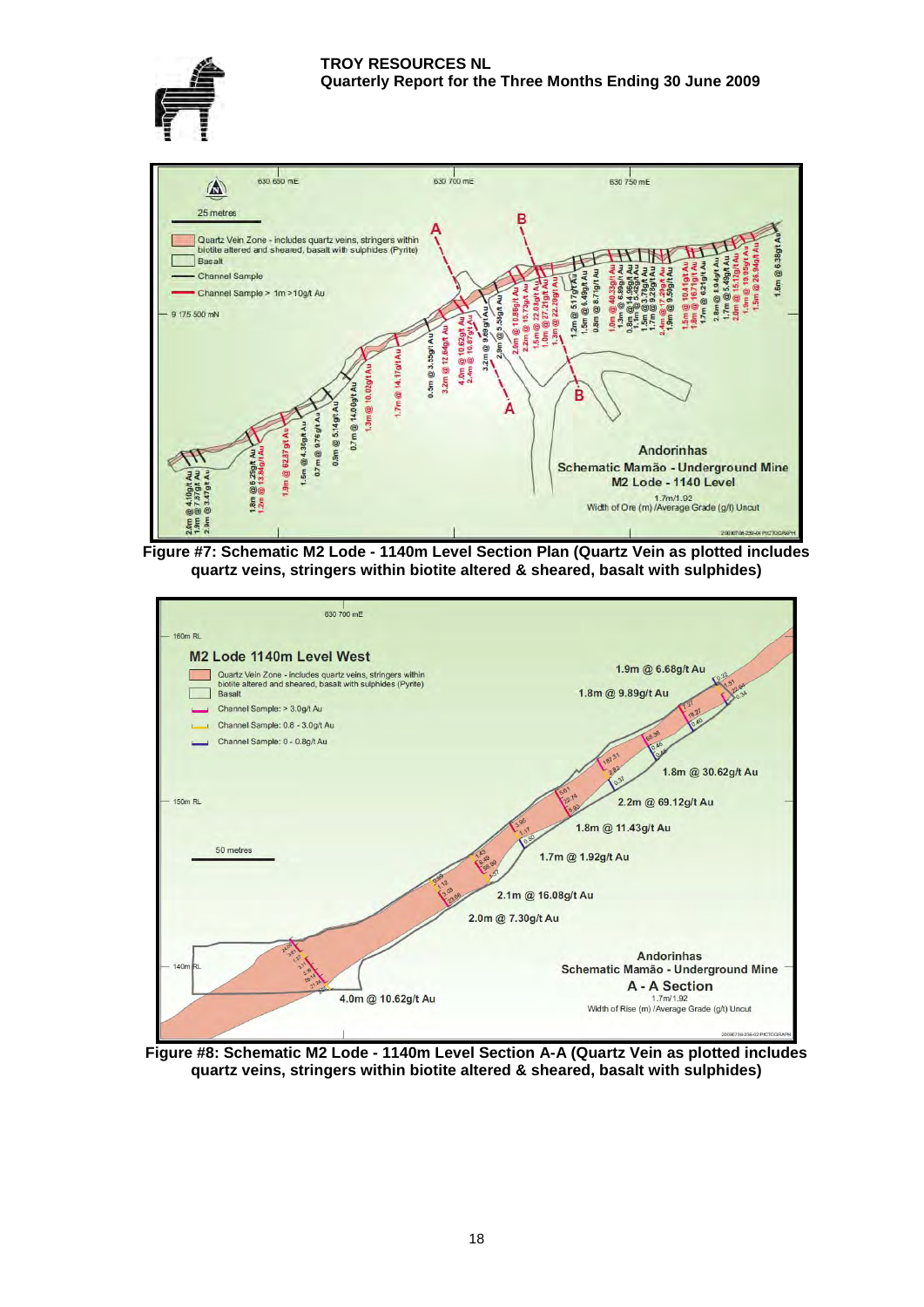Figure #7: Schematic M2 Lode - 1140m Level Section Plan (Quartz Vein as plotted includes quartz veins, stringers within biotite altered & sheared, basalt with sulphides)

Figure #8: Schematic M2 Lode - 1140m Level Section A-A (Quartz Vein as plotted includes quartz veins, stringers within biotite altered & sheared, basalt with sulphides)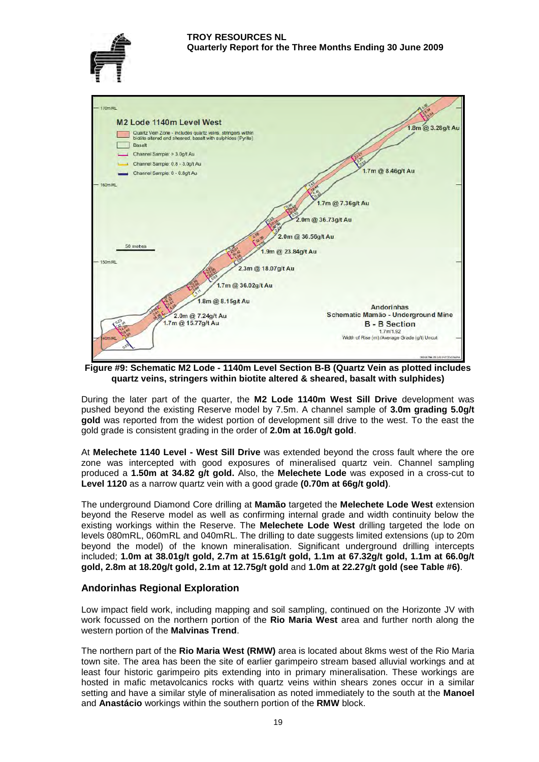Figure #9: Schematic M2 Lode - 1140m Level Section B-B (Quartz Vein as plotted includes quartz veins, stringers within biotite altered & sheared, basalt with sulphides)

During the later part of the quarter, the **M2 Lode 1140m West Sill Drive** development was pushed beyond the existing Reserve model by 7.5m. A channel sample of **3.0m grading 5.0g/t gold** was reported from the widest portion of development sill drive to the west. To the east the gold grade is consistent grading in the order of **2.0m at 16.0g/t gold**.

At **Melechete 1140 Level - West Sill Drive** was extended beyond the cross fault where the ore zone was intercepted with good exposures of mineralised quartz vein. Channel sampling produced a **1.50m at 34.82 g/t gold.** Also, the **Melechete Lode** was exposed in a cross-cut to **Level 1120** as a narrow quartz vein with a good grade **(0.70m at 66g/t gold)**.

The underground Diamond Core drilling at **Mamão** targeted the **Melechete Lode West** extension beyond the Reserve model as well as confirming internal grade and width continuity below the existing workings within the Reserve. The **Melechete Lode West** drilling targeted the lode on levels 080mRL, 060mRL and 040mRL. The drilling to date suggests limited extensions (up to 20m beyond the model) of the known mineralisation. Significant underground drilling intercepts included; **1.0m at 38.01g/t gold, 2.7m at 15.61g/t gold, 1.1m at 67.32g/t gold, 1.1m at 66.0g/t gold, 2.8m at 18.20g/t gold, 2.1m at 12.75g/t gold** and **1.0m at 22.27g/t gold (see Table #6)**.

## Andorinhas Regional Exploration

Low impact field work, including mapping and soil sampling, continued on the Horizonte JV with work focussed on the northern portion of the **Rio Maria West** area and further north along the western portion of the **Malvinas Trend**.

The northern part of the **Rio Maria West (RMW)** area is located about 8kms west of the Rio Maria town site. The area has been the site of earlier garimpeiro stream based alluvial workings and at least four historic garimpeiro pits extending into in primary mineralisation. These workings are hosted in mafic metavolcanics rocks with quartz veins within shears zones occur in a similar setting and have a similar style of mineralisation as noted immediately to the south at the **Manoel** and **Anastácio** workings within the southern portion of the **RMW** block.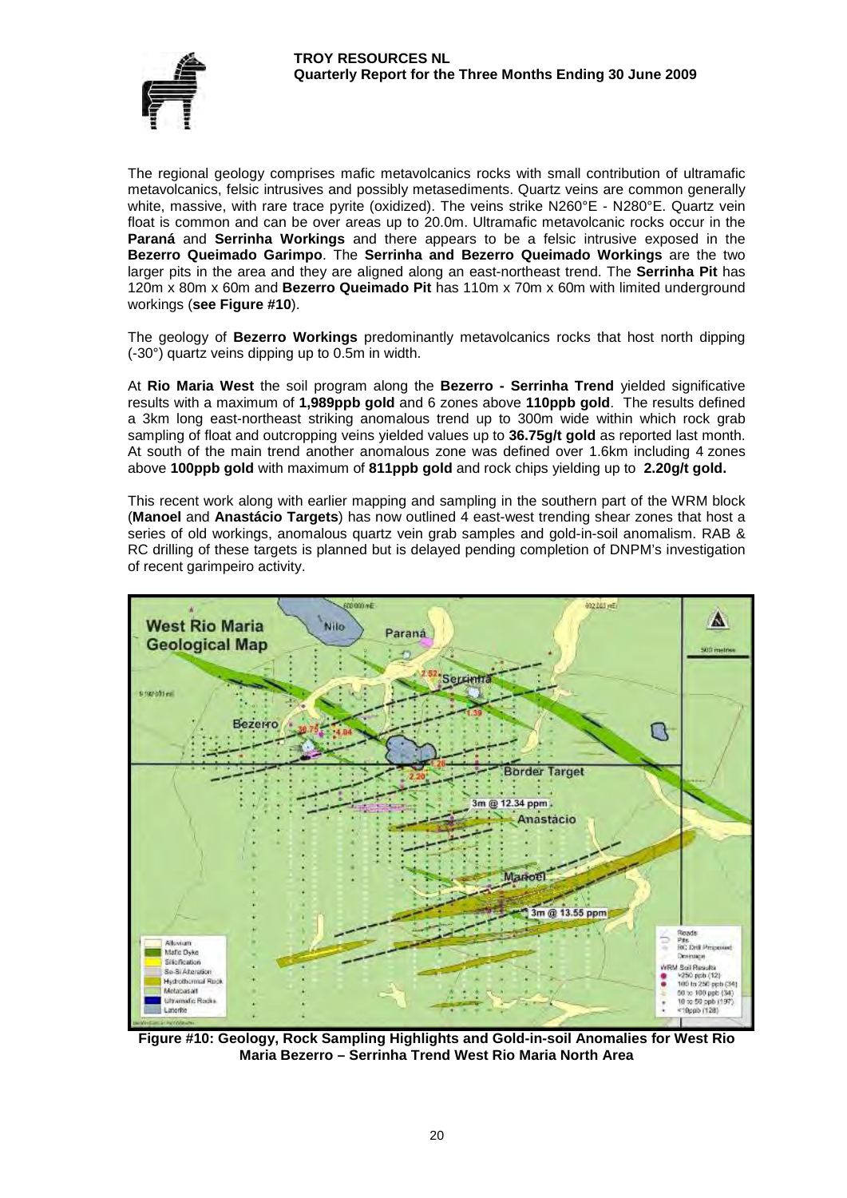The regional geology comprises mafic metavolcanics rocks with small contribution of ultramafic metavolcanics, felsic intrusives and possibly metasediments. Quartz veins are common generally white, massive, with rare trace pyrite (oxidized). The veins strike N260°E - N280°E. Quartz vein float is common and can be over areas up to 20.0m. Ultramafic metavolcanic rocks occur in the **Paraná** and **Serrinha Workings** and there appears to be a felsic intrusive exposed in the **Bezerro Queimado Garimpo**. The **Serrinha and Bezerro Queimado Workings** are the two larger pits in the area and they are aligned along an east-northeast trend. The **Serrinha Pit** has 120m x 80m x 60m and **Bezerro Queimado Pit** has 110m x 70m x 60m with limited underground workings (**see Figure #10**).

The geology of **Bezerro Workings** predominantly metavolcanics rocks that host north dipping (-30°) quartz veins dipping up to 0.5m in width.

At **Rio Maria West** the soil program along the **Bezerro - Serrinha Trend** yielded significative results with a maximum of **1,989ppb gold** and 6 zones above **110ppb gold**. The results defined a 3km long east-northeast striking anomalous trend up to 300m wide within which rock grab sampling of float and outcropping veins yielded values up to **36.75g/t gold** as reported last month. At south of the main trend another anomalous zone was defined over 1.6km including 4 zones above **100ppb gold** with maximum of **811ppb gold** and rock chips yielding up to **2.20g/t gold.**

This recent work along with earlier mapping and sampling in the southern part of the WRM block (**Manoel** and **Anastácio Targets**) has now outlined 4 east-west trending shear zones that host a series of old workings, anomalous quartz vein grab samples and gold-in-soil anomalism. RAB & RC drilling of these targets is planned but is delayed pending completion of DNPM's investigation of recent garimpeiro activity.

**Figure #10: Geology, Rock Sampling Highlights and Gold-in-soil Anomalies for West Rio Maria Bezerro – Serrinha Trend West Rio Maria North Area**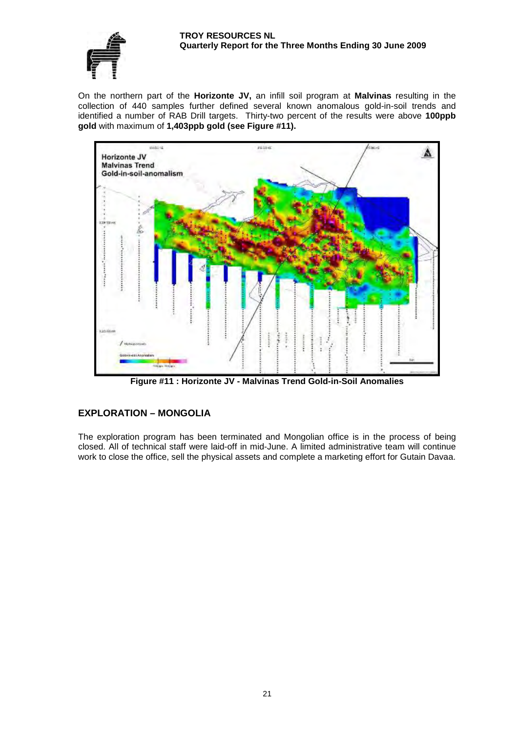On the northern part of the **Horizonte JV,** an infill soil program at **Malvinas** resulting in the collection of 440 samples further defined several known anomalous gold-in-soil trends and identified a number of RAB Drill targets. Thirty-two percent of the results were above **100ppb gold** with maximum of **1,403ppb gold (see Figure #11).**

**Figure #11 : Horizonte JV - Malvinas Trend Gold-in-Soil Anomalies**

## EXPLORATION – MONGOLIA

The exploration program has been terminated and Mongolian office is in the process of being closed. All of technical staff were laid-off in mid-June. A limited administrative team will continue work to close the office, sell the physical assets and complete a marketing effort for Gutain Davaa.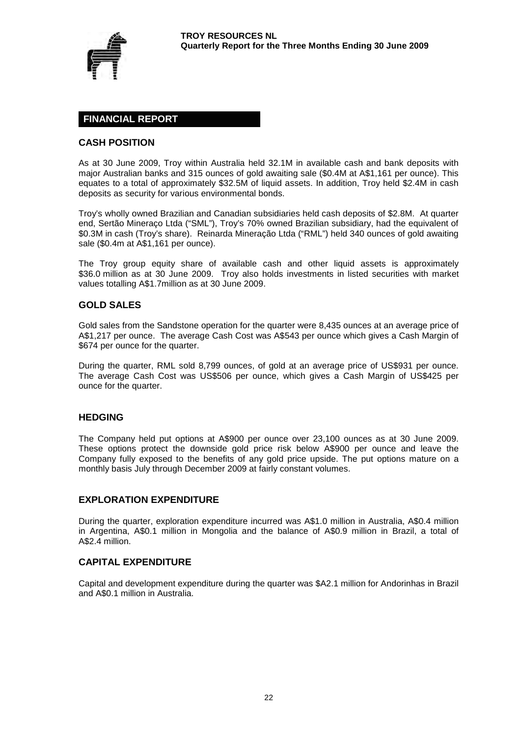## FINANCIAL REPORT

### CASH POSITION

As at 30 June 2009, Troy within Australia held 32.1M in available cash and bank deposits with major Australian banks and 315 ounces of gold awaiting sale ($0.4M at A$1,161 per ounce). This equates to a total of approximately $32.5M of liquid assets. In addition, Troy held $2.4M in cash deposits as security for various environmental bonds.

Troy's wholly owned Brazilian and Canadian subsidiaries held cash deposits of $2.8M. At quarter end, Sertão Mineraço Ltda ("SML"), Troy's 70% owned Brazilian subsidiary, had the equivalent of $0.3M in cash (Troy's share). Reinarda Mineração Ltda ("RML") held 340 ounces of gold awaiting sale ($0.4m at A$1,161 per ounce).

The Troy group equity share of available cash and other liquid assets is approximately $36.0 million as at 30 June 2009. Troy also holds investments in listed securities with market values totalling A$1.7million as at 30 June 2009.

### GOLD SALES

Gold sales from the Sandstone operation for the quarter were 8,435 ounces at an average price of A$1,217 per ounce. The average Cash Cost was A$543 per ounce which gives a Cash Margin of $674 per ounce for the quarter.

During the quarter, RML sold 8,799 ounces, of gold at an average price of US$931 per ounce. The average Cash Cost was US$506 per ounce, which gives a Cash Margin of US$425 per ounce for the quarter.

### HEDGING

The Company held put options at A$900 per ounce over 23,100 ounces as at 30 June 2009. These options protect the downside gold price risk below A$900 per ounce and leave the Company fully exposed to the benefits of any gold price upside. The put options mature on a monthly basis July through December 2009 at fairly constant volumes.

### EXPLORATION EXPENDITURE

During the quarter, exploration expenditure incurred was A$1.0 million in Australia, A$0.4 million in Argentina, A$0.1 million in Mongolia and the balance of A$0.9 million in Brazil, a total of A$2.4 million.

### CAPITAL EXPENDITURE

Capital and development expenditure during the quarter was $A2.1 million for Andorinhas in Brazil and A$0.1 million in Australia.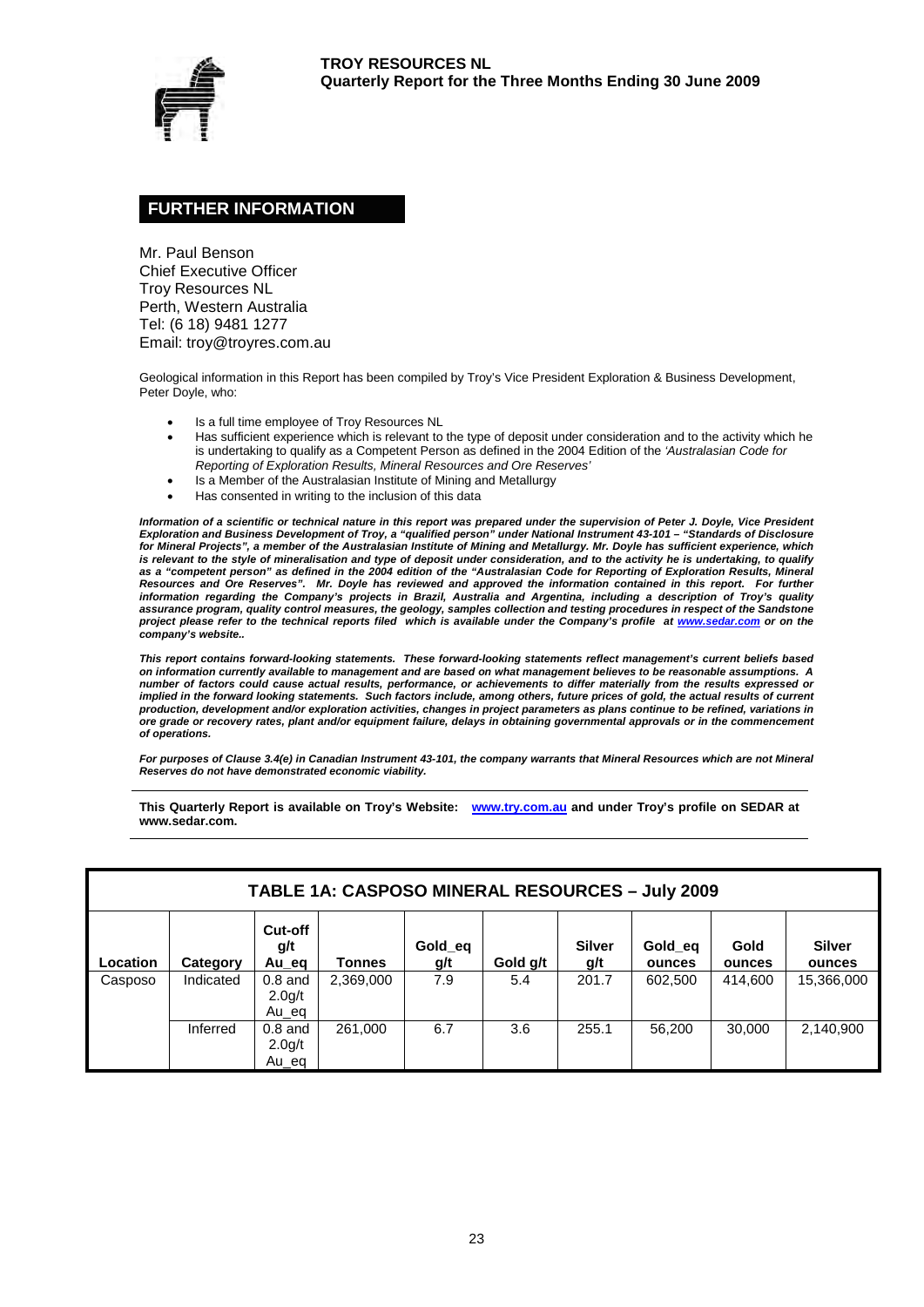## FURTHER INFORMATION

Mr. Paul Benson
Chief Executive Officer
Troy Resources NL
Perth, Western Australia
Tel: (6 18) 9481 1277
Email: troy@troyres.com.au

Geological information in this Report has been compiled by Troy's Vice President Exploration & Business Development, Peter Doyle, who:

- Is a full time employee of Troy Resources NL
- Has sufficient experience which is relevant to the type of deposit under consideration and to the activity which he is undertaking to qualify as a Competent Person as defined in the 2004 Edition of the *'Australasian Code for Reporting of Exploration Results, Mineral Resources and Ore Reserves'*
- Is a Member of the Australasian Institute of Mining and Metallurgy
- Has consented in writing to the inclusion of this data

***Information of a scientific or technical nature in this report was prepared under the supervision of Peter J. Doyle, Vice President Exploration and Business Development of Troy, a "qualified person" under National Instrument 43-101 – "Standards of Disclosure for Mineral Projects", a member of the Australasian Institute of Mining and Metallurgy. Mr. Doyle has sufficient experience, which is relevant to the style of mineralisation and type of deposit under consideration, and to the activity he is undertaking, to qualify as a "competent person" as defined in the 2004 edition of the "Australasian Code for Reporting of Exploration Results, Mineral Resources and Ore Reserves". Mr. Doyle has reviewed and approved the information contained in this report. For further information regarding the Company's projects in Brazil, Australia and Argentina, including a description of Troy's quality assurance program, quality control measures, the geology, samples collection and testing procedures in respect of the Sandstone project please refer to the technical reports filed which is available under the Company's profile at www.sedar.com or on the company's website..***

***This report contains forward-looking statements. These forward-looking statements reflect management's current beliefs based on information currently available to management and are based on what management believes to be reasonable assumptions. A number of factors could cause actual results, performance, or achievements to differ materially from the results expressed or implied in the forward looking statements. Such factors include, among others, future prices of gold, the actual results of current production, development and/or exploration activities, changes in project parameters as plans continue to be refined, variations in ore grade or recovery rates, plant and/or equipment failure, delays in obtaining governmental approvals or in the commencement of operations.***

***For purposes of Clause 3.4(e) in Canadian Instrument 43-101, the company warrants that Mineral Resources which are not Mineral Reserves do not have demonstrated economic viability.***

**This Quarterly Report is available on Troy's Website: www.try.com.au and under Troy's profile on SEDAR at www.sedar.com.**

### TABLE 1A: CASPOSO MINERAL RESOURCES – July 2009

| Location | Category | Cut-off g/t Au_eq | Tonnes | Gold_eq g/t | Gold g/t | Silver g/t | Gold_eq ounces | Gold ounces | Silver ounces |
|---|---|---|---|---|---|---|---|---|---|
| Casposo | Indicated | 0.8 and 2.0g/t Au_eq | 2,369,000 | 7.9 | 5.4 | 201.7 | 602,500 | 414,600 | 15,366,000 |
| | Inferred | 0.8 and 2.0g/t Au_eq | 261,000 | 6.7 | 3.6 | 255.1 | 56,200 | 30,000 | 2,140,900 |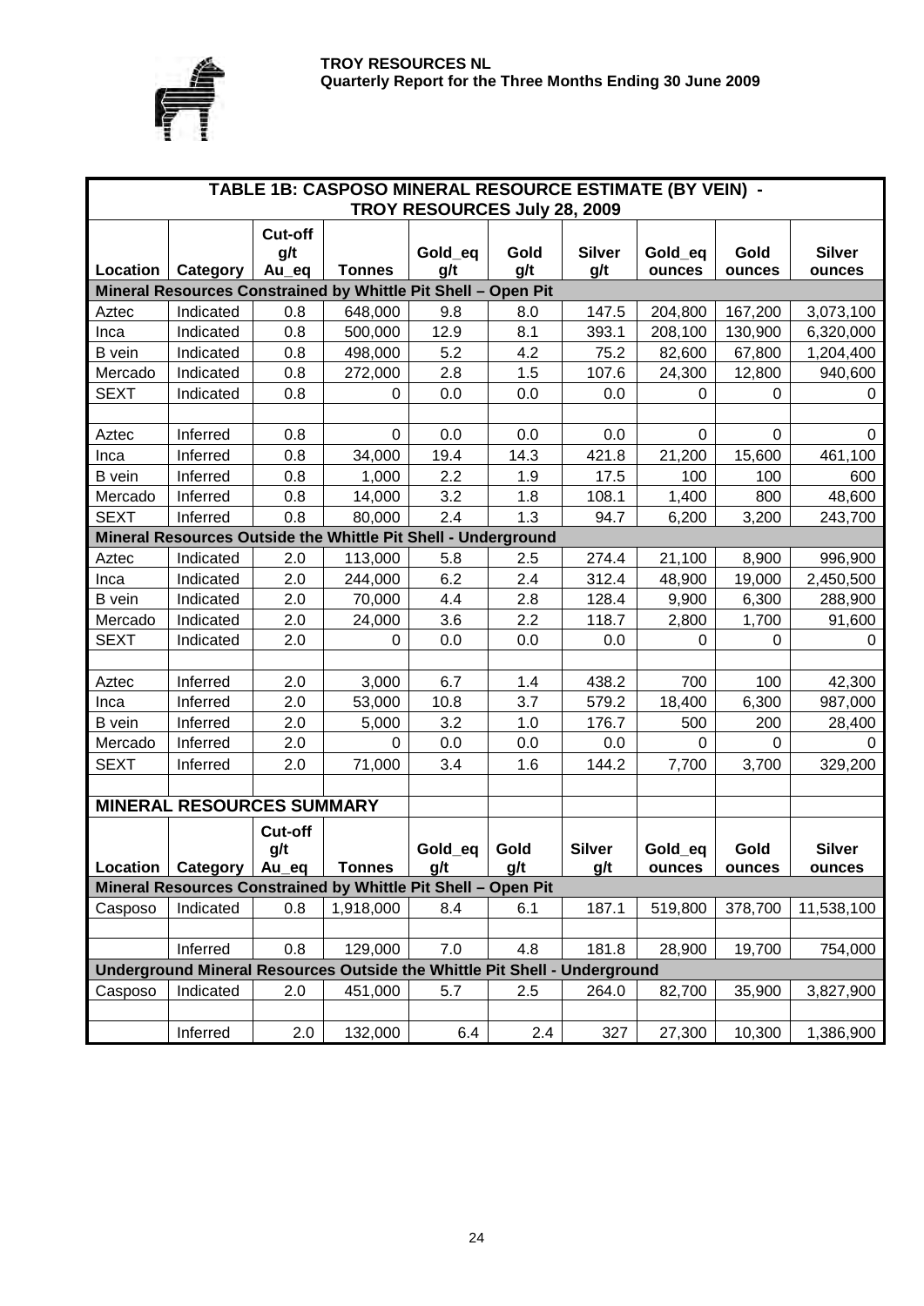## TABLE 1B: CASPOSO MINERAL RESOURCE ESTIMATE (BY VEIN) - TROY RESOURCES July 28, 2009

| Location | Category | Cut-off g/t Au_eq | Tonnes | Gold_eq g/t | Gold g/t | Silver g/t | Gold_eq ounces | Gold ounces | Silver ounces |
|---|---|---|---|---|---|---|---|---|---|
| **Mineral Resources Constrained by Whittle Pit Shell – Open Pit** | | | | | | | | | |
| Aztec | Indicated | 0.8 | 648,000 | 9.8 | 8.0 | 147.5 | 204,800 | 167,200 | 3,073,100 |
| Inca | Indicated | 0.8 | 500,000 | 12.9 | 8.1 | 393.1 | 208,100 | 130,900 | 6,320,000 |
| B vein | Indicated | 0.8 | 498,000 | 5.2 | 4.2 | 75.2 | 82,600 | 67,800 | 1,204,400 |
| Mercado | Indicated | 0.8 | 272,000 | 2.8 | 1.5 | 107.6 | 24,300 | 12,800 | 940,600 |
| SEXT | Indicated | 0.8 | 0 | 0.0 | 0.0 | 0.0 | 0 | 0 | 0 |
| | | | | | | | | | |
| Aztec | Inferred | 0.8 | 0 | 0.0 | 0.0 | 0.0 | 0 | 0 | 0 |
| Inca | Inferred | 0.8 | 34,000 | 19.4 | 14.3 | 421.8 | 21,200 | 15,600 | 461,100 |
| B vein | Inferred | 0.8 | 1,000 | 2.2 | 1.9 | 17.5 | 100 | 100 | 600 |
| Mercado | Inferred | 0.8 | 14,000 | 3.2 | 1.8 | 108.1 | 1,400 | 800 | 48,600 |
| SEXT | Inferred | 0.8 | 80,000 | 2.4 | 1.3 | 94.7 | 6,200 | 3,200 | 243,700 |
| **Mineral Resources Outside the Whittle Pit Shell - Underground** | | | | | | | | | |
| Aztec | Indicated | 2.0 | 113,000 | 5.8 | 2.5 | 274.4 | 21,100 | 8,900 | 996,900 |
| Inca | Indicated | 2.0 | 244,000 | 6.2 | 2.4 | 312.4 | 48,900 | 19,000 | 2,450,500 |
| B vein | Indicated | 2.0 | 70,000 | 4.4 | 2.8 | 128.4 | 9,900 | 6,300 | 288,900 |
| Mercado | Indicated | 2.0 | 24,000 | 3.6 | 2.2 | 118.7 | 2,800 | 1,700 | 91,600 |
| SEXT | Indicated | 2.0 | 0 | 0.0 | 0.0 | 0.0 | 0 | 0 | 0 |
| | | | | | | | | | |
| Aztec | Inferred | 2.0 | 3,000 | 6.7 | 1.4 | 438.2 | 700 | 100 | 42,300 |
| Inca | Inferred | 2.0 | 53,000 | 10.8 | 3.7 | 579.2 | 18,400 | 6,300 | 987,000 |
| B vein | Inferred | 2.0 | 5,000 | 3.2 | 1.0 | 176.7 | 500 | 200 | 28,400 |
| Mercado | Inferred | 2.0 | 0 | 0.0 | 0.0 | 0.0 | 0 | 0 | 0 |
| SEXT | Inferred | 2.0 | 71,000 | 3.4 | 1.6 | 144.2 | 7,700 | 3,700 | 329,200 |

### MINERAL RESOURCES SUMMARY

| Location | Category | Cut-off g/t Au_eq | Tonnes | Gold_eq g/t | Gold g/t | Silver g/t | Gold_eq ounces | Gold ounces | Silver ounces |
|---|---|---|---|---|---|---|---|---|---|
| **Mineral Resources Constrained by Whittle Pit Shell – Open Pit** | | | | | | | | | |
| Casposo | Indicated | 0.8 | 1,918,000 | 8.4 | 6.1 | 187.1 | 519,800 | 378,700 | 11,538,100 |
| | | | | | | | | | |
| | Inferred | 0.8 | 129,000 | 7.0 | 4.8 | 181.8 | 28,900 | 19,700 | 754,000 |
| **Underground Mineral Resources Outside the Whittle Pit Shell - Underground** | | | | | | | | | |
| Casposo | Indicated | 2.0 | 451,000 | 5.7 | 2.5 | 264.0 | 82,700 | 35,900 | 3,827,900 |
| | | | | | | | | | |
| | Inferred | 2.0 | 132,000 | 6.4 | 2.4 | 327 | 27,300 | 10,300 | 1,386,900 |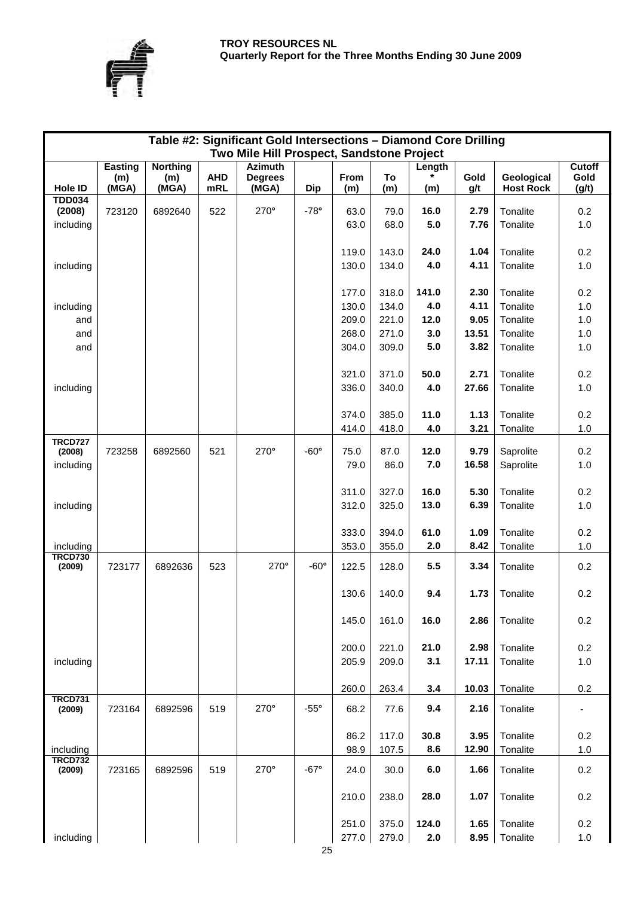**Table #2: Significant Gold Intersections – Diamond Core Drilling**
**Two Mile Hill Prospect, Sandstone Project**

| Hole ID | Easting (m) (MGA) | Northing (m) (MGA) | AHD mRL | Azimuth Degrees (MGA) | Dip | From (m) | To (m) | Length * (m) | Gold g/t | Geological Host Rock | Cutoff Gold (g/t) |
|---|---|---|---|---|---|---|---|---|---|---|---|
| **TDD034 (2008)** | 723120 | 6892640 | 522 | 270° | -78° | 63.0 | 79.0 | **16.0** | **2.79** | Tonalite | 0.2 |
| including | | | | | | 63.0 | 68.0 | **5.0** | **7.76** | Tonalite | 1.0 |
| | | | | | | 119.0 | 143.0 | **24.0** | **1.04** | Tonalite | 0.2 |
| including | | | | | | 130.0 | 134.0 | **4.0** | **4.11** | Tonalite | 1.0 |
| | | | | | | 177.0 | 318.0 | **141.0** | **2.30** | Tonalite | 0.2 |
| including | | | | | | 130.0 | 134.0 | **4.0** | **4.11** | Tonalite | 1.0 |
| and | | | | | | 209.0 | 221.0 | **12.0** | **9.05** | Tonalite | 1.0 |
| and | | | | | | 268.0 | 271.0 | **3.0** | **13.51** | Tonalite | 1.0 |
| and | | | | | | 304.0 | 309.0 | **5.0** | **3.82** | Tonalite | 1.0 |
| | | | | | | 321.0 | 371.0 | **50.0** | **2.71** | Tonalite | 0.2 |
| including | | | | | | 336.0 | 340.0 | **4.0** | **27.66** | Tonalite | 1.0 |
| | | | | | | 374.0 | 385.0 | **11.0** | **1.13** | Tonalite | 0.2 |
| | | | | | | 414.0 | 418.0 | **4.0** | **3.21** | Tonalite | 1.0 |
| **TRCD727 (2008)** | 723258 | 6892560 | 521 | 270° | -60° | 75.0 | 87.0 | **12.0** | **9.79** | Saprolite | 0.2 |
| including | | | | | | 79.0 | 86.0 | **7.0** | **16.58** | Saprolite | 1.0 |
| | | | | | | 311.0 | 327.0 | **16.0** | **5.30** | Tonalite | 0.2 |
| including | | | | | | 312.0 | 325.0 | **13.0** | **6.39** | Tonalite | 1.0 |
| | | | | | | 333.0 | 394.0 | **61.0** | **1.09** | Tonalite | 0.2 |
| including | | | | | | 353.0 | 355.0 | **2.0** | **8.42** | Tonalite | 1.0 |
| **TRCD730 (2009)** | 723177 | 6892636 | 523 | 270° | -60° | 122.5 | 128.0 | **5.5** | **3.34** | Tonalite | 0.2 |
| | | | | | | 130.6 | 140.0 | **9.4** | **1.73** | Tonalite | 0.2 |
| | | | | | | 145.0 | 161.0 | **16.0** | **2.86** | Tonalite | 0.2 |
| | | | | | | 200.0 | 221.0 | **21.0** | **2.98** | Tonalite | 0.2 |
| including | | | | | | 205.9 | 209.0 | **3.1** | **17.11** | Tonalite | 1.0 |
| | | | | | | 260.0 | 263.4 | **3.4** | **10.03** | Tonalite | 0.2 |
| **TRCD731 (2009)** | 723164 | 6892596 | 519 | 270° | -55° | 68.2 | 77.6 | **9.4** | **2.16** | Tonalite | - |
| | | | | | | 86.2 | 117.0 | **30.8** | **3.95** | Tonalite | 0.2 |
| including | | | | | | 98.9 | 107.5 | **8.6** | **12.90** | Tonalite | 1.0 |
| **TRCD732 (2009)** | 723165 | 6892596 | 519 | 270° | -67° | 24.0 | 30.0 | **6.0** | **1.66** | Tonalite | 0.2 |
| | | | | | | 210.0 | 238.0 | **28.0** | **1.07** | Tonalite | 0.2 |
| | | | | | | 251.0 | 375.0 | **124.0** | **1.65** | Tonalite | 0.2 |
| including | | | | | | 277.0 | 279.0 | **2.0** | **8.95** | Tonalite | 1.0 |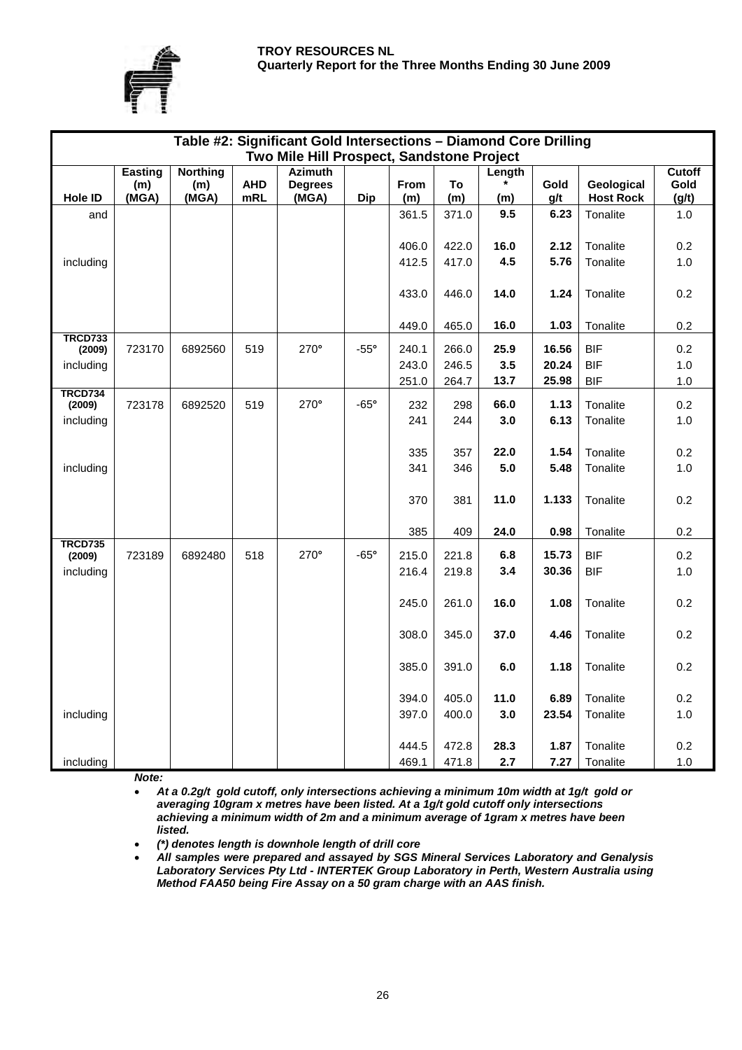**Table #2: Significant Gold Intersections – Diamond Core Drilling**
**Two Mile Hill Prospect, Sandstone Project**

| Hole ID | Easting (m) (MGA) | Northing (m) (MGA) | AHD mRL | Azimuth Degrees (MGA) | Dip | From (m) | To (m) | Length * (m) | Gold g/t | Geological Host Rock | Cutoff Gold (g/t) |
|---|---|---|---|---|---|---|---|---|---|---|---|
| and | | | | | | 361.5 | 371.0 | **9.5** | **6.23** | Tonalite | 1.0 |
| | | | | | | 406.0 | 422.0 | **16.0** | **2.12** | Tonalite | 0.2 |
| including | | | | | | 412.5 | 417.0 | **4.5** | **5.76** | Tonalite | 1.0 |
| | | | | | | 433.0 | 446.0 | **14.0** | **1.24** | Tonalite | 0.2 |
| | | | | | | 449.0 | 465.0 | **16.0** | **1.03** | Tonalite | 0.2 |
| **TRCD733 (2009)** | 723170 | 6892560 | 519 | 270° | -55° | 240.1 | 266.0 | **25.9** | **16.56** | BIF | 0.2 |
| including | | | | | | 243.0 | 246.5 | **3.5** | **20.24** | BIF | 1.0 |
| | | | | | | 251.0 | 264.7 | **13.7** | **25.98** | BIF | 1.0 |
| **TRCD734 (2009)** | 723178 | 6892520 | 519 | 270° | -65° | 232 | 298 | **66.0** | **1.13** | Tonalite | 0.2 |
| including | | | | | | 241 | 244 | **3.0** | **6.13** | Tonalite | 1.0 |
| | | | | | | 335 | 357 | **22.0** | **1.54** | Tonalite | 0.2 |
| including | | | | | | 341 | 346 | **5.0** | **5.48** | Tonalite | 1.0 |
| | | | | | | 370 | 381 | **11.0** | **1.133** | Tonalite | 0.2 |
| | | | | | | 385 | 409 | **24.0** | **0.98** | Tonalite | 0.2 |
| **TRCD735 (2009)** | 723189 | 6892480 | 518 | 270° | -65° | 215.0 | 221.8 | **6.8** | **15.73** | BIF | 0.2 |
| including | | | | | | 216.4 | 219.8 | **3.4** | **30.36** | BIF | 1.0 |
| | | | | | | 245.0 | 261.0 | **16.0** | **1.08** | Tonalite | 0.2 |
| | | | | | | 308.0 | 345.0 | **37.0** | **4.46** | Tonalite | 0.2 |
| | | | | | | 385.0 | 391.0 | **6.0** | **1.18** | Tonalite | 0.2 |
| | | | | | | 394.0 | 405.0 | **11.0** | **6.89** | Tonalite | 0.2 |
| including | | | | | | 397.0 | 400.0 | **3.0** | **23.54** | Tonalite | 1.0 |
| | | | | | | 444.5 | 472.8 | **28.3** | **1.87** | Tonalite | 0.2 |
| including | | | | | | 469.1 | 471.8 | **2.7** | **7.27** | Tonalite | 1.0 |

***Note:***

- ***At a 0.2g/t gold cutoff, only intersections achieving a minimum 10m width at 1g/t gold or averaging 10gram x metres have been listed. At a 1g/t gold cutoff only intersections achieving a minimum width of 2m and a minimum average of 1gram x metres have been listed.***
- ***(\*) denotes length is downhole length of drill core***
- ***All samples were prepared and assayed by SGS Mineral Services Laboratory and Genalysis Laboratory Services Pty Ltd - INTERTEK Group Laboratory in Perth, Western Australia using Method FAA50 being Fire Assay on a 50 gram charge with an AAS finish.***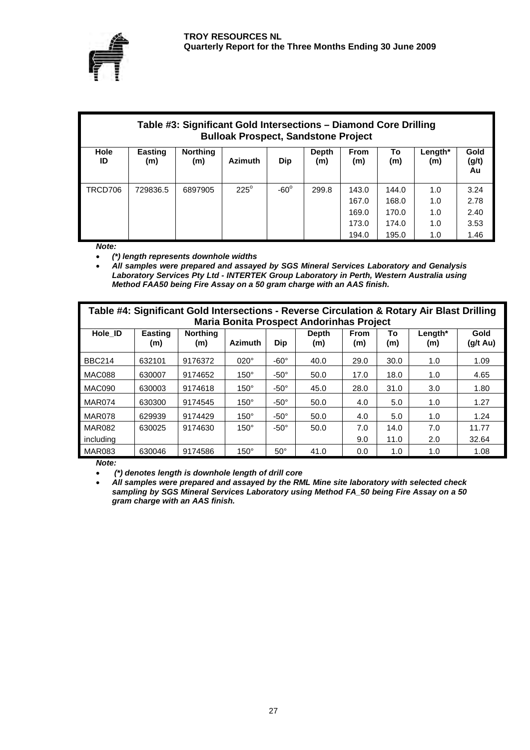**TROY RESOURCES NL**
**Quarterly Report for the Three Months Ending 30 June 2009**

| Table #3: Significant Gold Intersections – Diamond Core Drilling Bulloak Prospect, Sandstone Project | | | | | | | | | |
|---|---|---|---|---|---|---|---|---|---|
| **Hole ID** | **Easting (m)** | **Northing (m)** | **Azimuth** | **Dip** | **Depth (m)** | **From (m)** | **To (m)** | **Length* (m)** | **Gold (g/t) Au** |
| TRCD706 | 729836.5 | 6897905 | 225° | -60° | 299.8 | 143.0 | 144.0 | 1.0 | 3.24 |
| | | | | | | 167.0 | 168.0 | 1.0 | 2.78 |
| | | | | | | 169.0 | 170.0 | 1.0 | 2.40 |
| | | | | | | 173.0 | 174.0 | 1.0 | 3.53 |
| | | | | | | 194.0 | 195.0 | 1.0 | 1.46 |

***Note:***

- ***(*) length represents downhole widths***
- ***All samples were prepared and assayed by SGS Mineral Services Laboratory and Genalysis Laboratory Services Pty Ltd - INTERTEK Group Laboratory in Perth, Western Australia using Method FAA50 being Fire Assay on a 50 gram charge with an AAS finish.***

| Table #4: Significant Gold Intersections - Reverse Circulation & Rotary Air Blast Drilling Maria Bonita Prospect Andorinhas Project | | | | | | | | | |
|---|---|---|---|---|---|---|---|---|---|
| **Hole_ID** | **Easting (m)** | **Northing (m)** | **Azimuth** | **Dip** | **Depth (m)** | **From (m)** | **To (m)** | **Length* (m)** | **Gold (g/t Au)** |
| BBC214 | 632101 | 9176372 | 020° | -60° | 40.0 | 29.0 | 30.0 | 1.0 | 1.09 |
| MAC088 | 630007 | 9174652 | 150° | -50° | 50.0 | 17.0 | 18.0 | 1.0 | 4.65 |
| MAC090 | 630003 | 9174618 | 150° | -50° | 45.0 | 28.0 | 31.0 | 3.0 | 1.80 |
| MAR074 | 630300 | 9174545 | 150° | -50° | 50.0 | 4.0 | 5.0 | 1.0 | 1.27 |
| MAR078 | 629939 | 9174429 | 150° | -50° | 50.0 | 4.0 | 5.0 | 1.0 | 1.24 |
| MAR082 | 630025 | 9174630 | 150° | -50° | 50.0 | 7.0 | 14.0 | 7.0 | 11.77 |
| including | | | | | | 9.0 | 11.0 | 2.0 | 32.64 |
| MAR083 | 630046 | 9174586 | 150° | 50° | 41.0 | 0.0 | 1.0 | 1.0 | 1.08 |

***Note:***

- ***(*) denotes length is downhole length of drill core***
- ***All samples were prepared and assayed by the RML Mine site laboratory with selected check sampling by SGS Mineral Services Laboratory using Method FA_50 being Fire Assay on a 50 gram charge with an AAS finish.***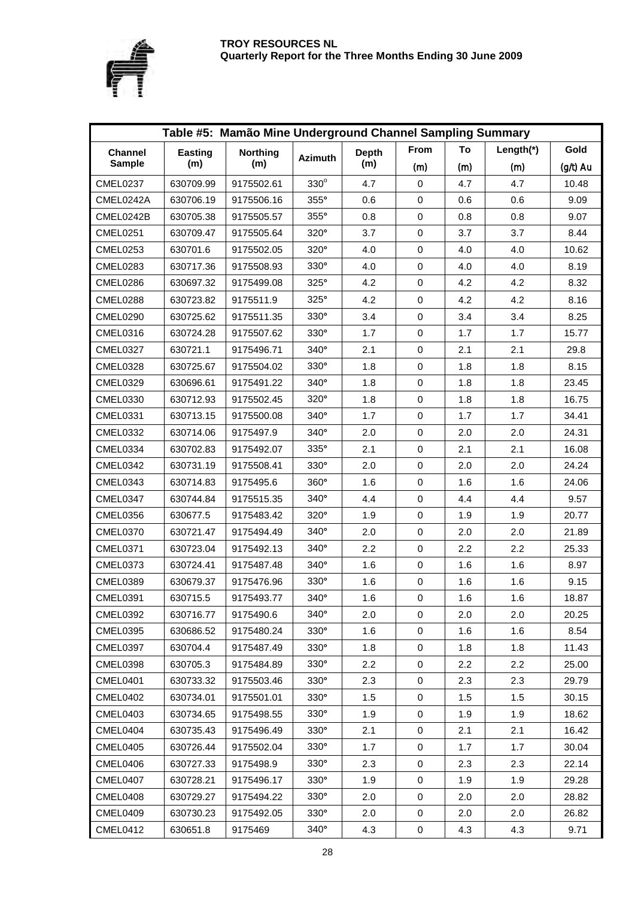| Table #5: Mamão Mine Underground Channel Sampling Summary | | | | | | | | |
|---|---|---|---|---|---|---|---|---|
| Channel Sample | Easting (m) | Northing (m) | Azimuth | Depth (m) | From (m) | To (m) | Length(*) (m) | Gold (g/t) Au |
| CMEL0237 | 630709.99 | 9175502.61 | 330° | 4.7 | 0 | 4.7 | 4.7 | 10.48 |
| CMEL0242A | 630706.19 | 9175506.16 | 355° | 0.6 | 0 | 0.6 | 0.6 | 9.09 |
| CMEL0242B | 630705.38 | 9175505.57 | 355° | 0.8 | 0 | 0.8 | 0.8 | 9.07 |
| CMEL0251 | 630709.47 | 9175505.64 | 320° | 3.7 | 0 | 3.7 | 3.7 | 8.44 |
| CMEL0253 | 630701.6 | 9175502.05 | 320° | 4.0 | 0 | 4.0 | 4.0 | 10.62 |
| CMEL0283 | 630717.36 | 9175508.93 | 330° | 4.0 | 0 | 4.0 | 4.0 | 8.19 |
| CMEL0286 | 630697.32 | 9175499.08 | 325° | 4.2 | 0 | 4.2 | 4.2 | 8.32 |
| CMEL0288 | 630723.82 | 9175511.9 | 325° | 4.2 | 0 | 4.2 | 4.2 | 8.16 |
| CMEL0290 | 630725.62 | 9175511.35 | 330° | 3.4 | 0 | 3.4 | 3.4 | 8.25 |
| CMEL0316 | 630724.28 | 9175507.62 | 330° | 1.7 | 0 | 1.7 | 1.7 | 15.77 |
| CMEL0327 | 630721.1 | 9175496.71 | 340° | 2.1 | 0 | 2.1 | 2.1 | 29.8 |
| CMEL0328 | 630725.67 | 9175504.02 | 330° | 1.8 | 0 | 1.8 | 1.8 | 8.15 |
| CMEL0329 | 630696.61 | 9175491.22 | 340° | 1.8 | 0 | 1.8 | 1.8 | 23.45 |
| CMEL0330 | 630712.93 | 9175502.45 | 320° | 1.8 | 0 | 1.8 | 1.8 | 16.75 |
| CMEL0331 | 630713.15 | 9175500.08 | 340° | 1.7 | 0 | 1.7 | 1.7 | 34.41 |
| CMEL0332 | 630714.06 | 9175497.9 | 340° | 2.0 | 0 | 2.0 | 2.0 | 24.31 |
| CMEL0334 | 630702.83 | 9175492.07 | 335° | 2.1 | 0 | 2.1 | 2.1 | 16.08 |
| CMEL0342 | 630731.19 | 9175508.41 | 330° | 2.0 | 0 | 2.0 | 2.0 | 24.24 |
| CMEL0343 | 630714.83 | 9175495.6 | 360° | 1.6 | 0 | 1.6 | 1.6 | 24.06 |
| CMEL0347 | 630744.84 | 9175515.35 | 340° | 4.4 | 0 | 4.4 | 4.4 | 9.57 |
| CMEL0356 | 630677.5 | 9175483.42 | 320° | 1.9 | 0 | 1.9 | 1.9 | 20.77 |
| CMEL0370 | 630721.47 | 9175494.49 | 340° | 2.0 | 0 | 2.0 | 2.0 | 21.89 |
| CMEL0371 | 630723.04 | 9175492.13 | 340° | 2.2 | 0 | 2.2 | 2.2 | 25.33 |
| CMEL0373 | 630724.41 | 9175487.48 | 340° | 1.6 | 0 | 1.6 | 1.6 | 8.97 |
| CMEL0389 | 630679.37 | 9175476.96 | 330° | 1.6 | 0 | 1.6 | 1.6 | 9.15 |
| CMEL0391 | 630715.5 | 9175493.77 | 340° | 1.6 | 0 | 1.6 | 1.6 | 18.87 |
| CMEL0392 | 630716.77 | 9175490.6 | 340° | 2.0 | 0 | 2.0 | 2.0 | 20.25 |
| CMEL0395 | 630686.52 | 9175480.24 | 330° | 1.6 | 0 | 1.6 | 1.6 | 8.54 |
| CMEL0397 | 630704.4 | 9175487.49 | 330° | 1.8 | 0 | 1.8 | 1.8 | 11.43 |
| CMEL0398 | 630705.3 | 9175484.89 | 330° | 2.2 | 0 | 2.2 | 2.2 | 25.00 |
| CMEL0401 | 630733.32 | 9175503.46 | 330° | 2.3 | 0 | 2.3 | 2.3 | 29.79 |
| CMEL0402 | 630734.01 | 9175501.01 | 330° | 1.5 | 0 | 1.5 | 1.5 | 30.15 |
| CMEL0403 | 630734.65 | 9175498.55 | 330° | 1.9 | 0 | 1.9 | 1.9 | 18.62 |
| CMEL0404 | 630735.43 | 9175496.49 | 330° | 2.1 | 0 | 2.1 | 2.1 | 16.42 |
| CMEL0405 | 630726.44 | 9175502.04 | 330° | 1.7 | 0 | 1.7 | 1.7 | 30.04 |
| CMEL0406 | 630727.33 | 9175498.9 | 330° | 2.3 | 0 | 2.3 | 2.3 | 22.14 |
| CMEL0407 | 630728.21 | 9175496.17 | 330° | 1.9 | 0 | 1.9 | 1.9 | 29.28 |
| CMEL0408 | 630729.27 | 9175494.22 | 330° | 2.0 | 0 | 2.0 | 2.0 | 28.82 |
| CMEL0409 | 630730.23 | 9175492.05 | 330° | 2.0 | 0 | 2.0 | 2.0 | 26.82 |
| CMEL0412 | 630651.8 | 9175469 | 340° | 4.3 | 0 | 4.3 | 4.3 | 9.71 |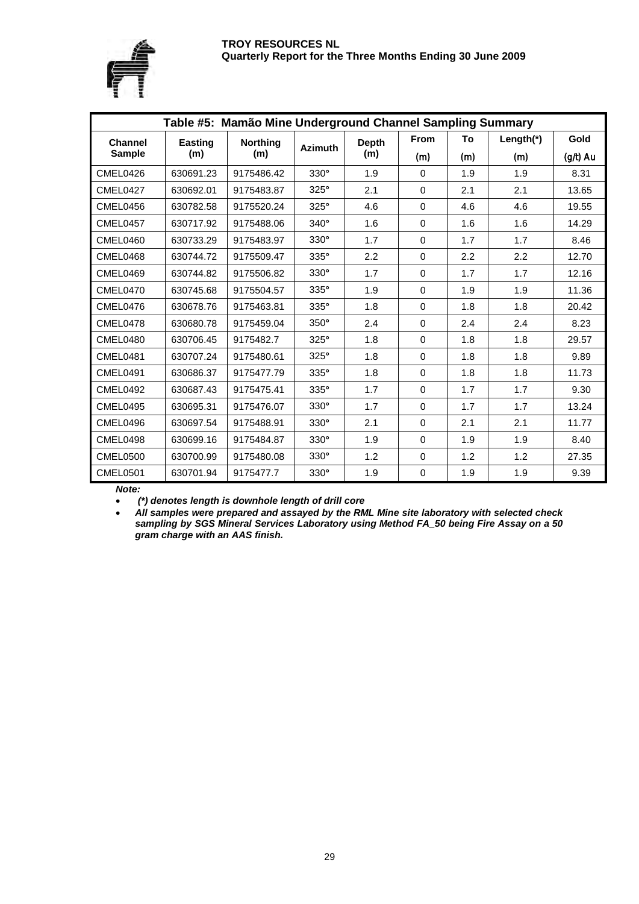### Table #5: Mamão Mine Underground Channel Sampling Summary

| Channel Sample | Easting (m) | Northing (m) | Azimuth | Depth (m) | From (m) | To (m) | Length(*) (m) | Gold (g/t) Au |
|---|---|---|---|---|---|---|---|---|
| CMEL0426 | 630691.23 | 9175486.42 | 330° | 1.9 | 0 | 1.9 | 1.9 | 8.31 |
| CMEL0427 | 630692.01 | 9175483.87 | 325° | 2.1 | 0 | 2.1 | 2.1 | 13.65 |
| CMEL0456 | 630782.58 | 9175520.24 | 325° | 4.6 | 0 | 4.6 | 4.6 | 19.55 |
| CMEL0457 | 630717.92 | 9175488.06 | 340° | 1.6 | 0 | 1.6 | 1.6 | 14.29 |
| CMEL0460 | 630733.29 | 9175483.97 | 330° | 1.7 | 0 | 1.7 | 1.7 | 8.46 |
| CMEL0468 | 630744.72 | 9175509.47 | 335° | 2.2 | 0 | 2.2 | 2.2 | 12.70 |
| CMEL0469 | 630744.82 | 9175506.82 | 330° | 1.7 | 0 | 1.7 | 1.7 | 12.16 |
| CMEL0470 | 630745.68 | 9175504.57 | 335° | 1.9 | 0 | 1.9 | 1.9 | 11.36 |
| CMEL0476 | 630678.76 | 9175463.81 | 335° | 1.8 | 0 | 1.8 | 1.8 | 20.42 |
| CMEL0478 | 630680.78 | 9175459.04 | 350° | 2.4 | 0 | 2.4 | 2.4 | 8.23 |
| CMEL0480 | 630706.45 | 9175482.7 | 325° | 1.8 | 0 | 1.8 | 1.8 | 29.57 |
| CMEL0481 | 630707.24 | 9175480.61 | 325° | 1.8 | 0 | 1.8 | 1.8 | 9.89 |
| CMEL0491 | 630686.37 | 9175477.79 | 335° | 1.8 | 0 | 1.8 | 1.8 | 11.73 |
| CMEL0492 | 630687.43 | 9175475.41 | 335° | 1.7 | 0 | 1.7 | 1.7 | 9.30 |
| CMEL0495 | 630695.31 | 9175476.07 | 330° | 1.7 | 0 | 1.7 | 1.7 | 13.24 |
| CMEL0496 | 630697.54 | 9175488.91 | 330° | 2.1 | 0 | 2.1 | 2.1 | 11.77 |
| CMEL0498 | 630699.16 | 9175484.87 | 330° | 1.9 | 0 | 1.9 | 1.9 | 8.40 |
| CMEL0500 | 630700.99 | 9175480.08 | 330° | 1.2 | 0 | 1.2 | 1.2 | 27.35 |
| CMEL0501 | 630701.94 | 9175477.7 | 330° | 1.9 | 0 | 1.9 | 1.9 | 9.39 |

***Note:***

- ***(*) denotes length is downhole length of drill core***
- ***All samples were prepared and assayed by the RML Mine site laboratory with selected check sampling by SGS Mineral Services Laboratory using Method FA_50 being Fire Assay on a 50 gram charge with an AAS finish.***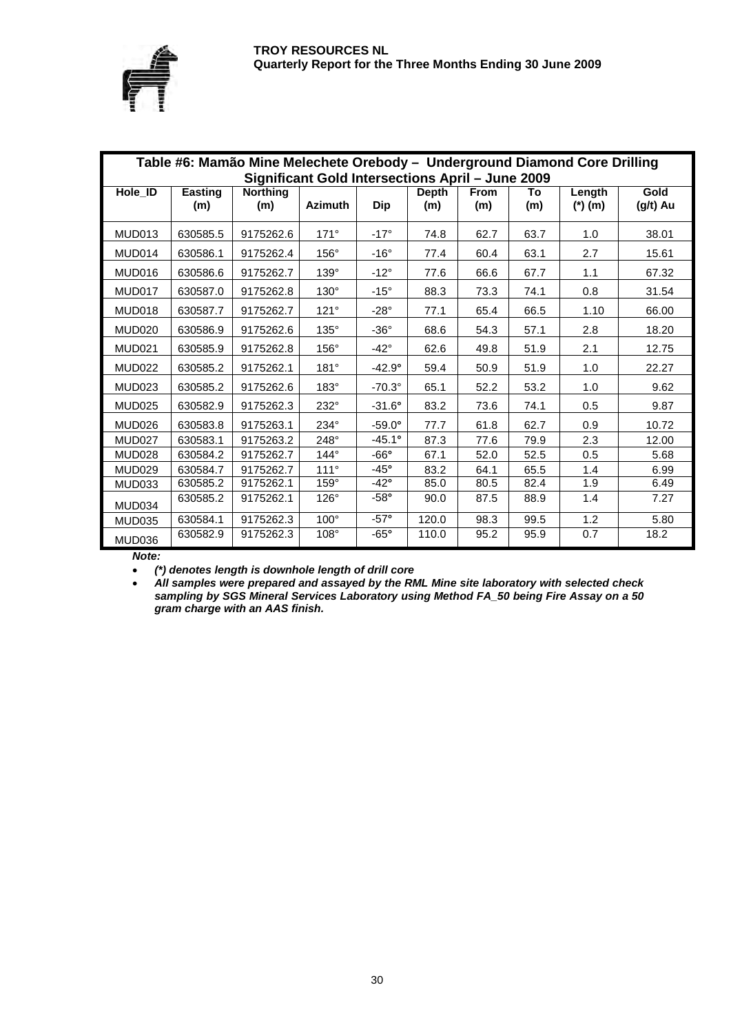| Table #6: Mamão Mine Melechete Orebody – Underground Diamond Core Drilling Significant Gold Intersections April – June 2009 | | | | | | | | | |
|---|---|---|---|---|---|---|---|---|---|
| Hole_ID | Easting (m) | Northing (m) | Azimuth | Dip | Depth (m) | From (m) | To (m) | Length (*) (m) | Gold (g/t) Au |
| MUD013 | 630585.5 | 9175262.6 | 171° | -17° | 74.8 | 62.7 | 63.7 | 1.0 | 38.01 |
| MUD014 | 630586.1 | 9175262.4 | 156° | -16° | 77.4 | 60.4 | 63.1 | 2.7 | 15.61 |
| MUD016 | 630586.6 | 9175262.7 | 139° | -12° | 77.6 | 66.6 | 67.7 | 1.1 | 67.32 |
| MUD017 | 630587.0 | 9175262.8 | 130° | -15° | 88.3 | 73.3 | 74.1 | 0.8 | 31.54 |
| MUD018 | 630587.7 | 9175262.7 | 121° | -28° | 77.1 | 65.4 | 66.5 | 1.10 | 66.00 |
| MUD020 | 630586.9 | 9175262.6 | 135° | -36° | 68.6 | 54.3 | 57.1 | 2.8 | 18.20 |
| MUD021 | 630585.9 | 9175262.8 | 156° | -42° | 62.6 | 49.8 | 51.9 | 2.1 | 12.75 |
| MUD022 | 630585.2 | 9175262.1 | 181° | -42.9° | 59.4 | 50.9 | 51.9 | 1.0 | 22.27 |
| MUD023 | 630585.2 | 9175262.6 | 183° | -70.3° | 65.1 | 52.2 | 53.2 | 1.0 | 9.62 |
| MUD025 | 630582.9 | 9175262.3 | 232° | -31.6° | 83.2 | 73.6 | 74.1 | 0.5 | 9.87 |
| MUD026 | 630583.8 | 9175263.1 | 234° | -59.0° | 77.7 | 61.8 | 62.7 | 0.9 | 10.72 |
| MUD027 | 630583.1 | 9175263.2 | 248° | -45.1° | 87.3 | 77.6 | 79.9 | 2.3 | 12.00 |
| MUD028 | 630584.2 | 9175262.7 | 144° | -66° | 67.1 | 52.0 | 52.5 | 0.5 | 5.68 |
| MUD029 | 630584.7 | 9175262.7 | 111° | -45° | 83.2 | 64.1 | 65.5 | 1.4 | 6.99 |
| MUD033 | 630585.2 | 9175262.1 | 159° | -42° | 85.0 | 80.5 | 82.4 | 1.9 | 6.49 |
| MUD034 | 630585.2 | 9175262.1 | 126° | -58° | 90.0 | 87.5 | 88.9 | 1.4 | 7.27 |
| MUD035 | 630584.1 | 9175262.3 | 100° | -57° | 120.0 | 98.3 | 99.5 | 1.2 | 5.80 |
| MUD036 | 630582.9 | 9175262.3 | 108° | -65° | 110.0 | 95.2 | 95.9 | 0.7 | 18.2 |

***Note:***

- ***(*) denotes length is downhole length of drill core***
- ***All samples were prepared and assayed by the RML Mine site laboratory with selected check sampling by SGS Mineral Services Laboratory using Method FA_50 being Fire Assay on a 50 gram charge with an AAS finish.***